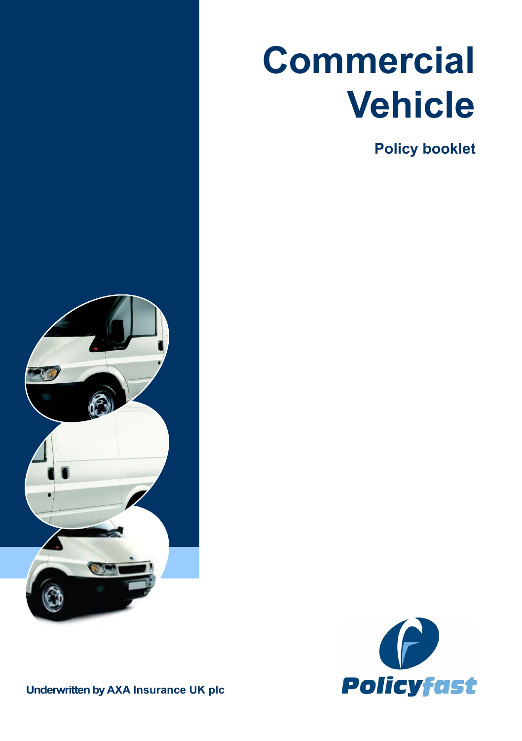# Commercial Vehicle

## Policy booklet

Policyfast

Underwritten by AXA Insurance UK plc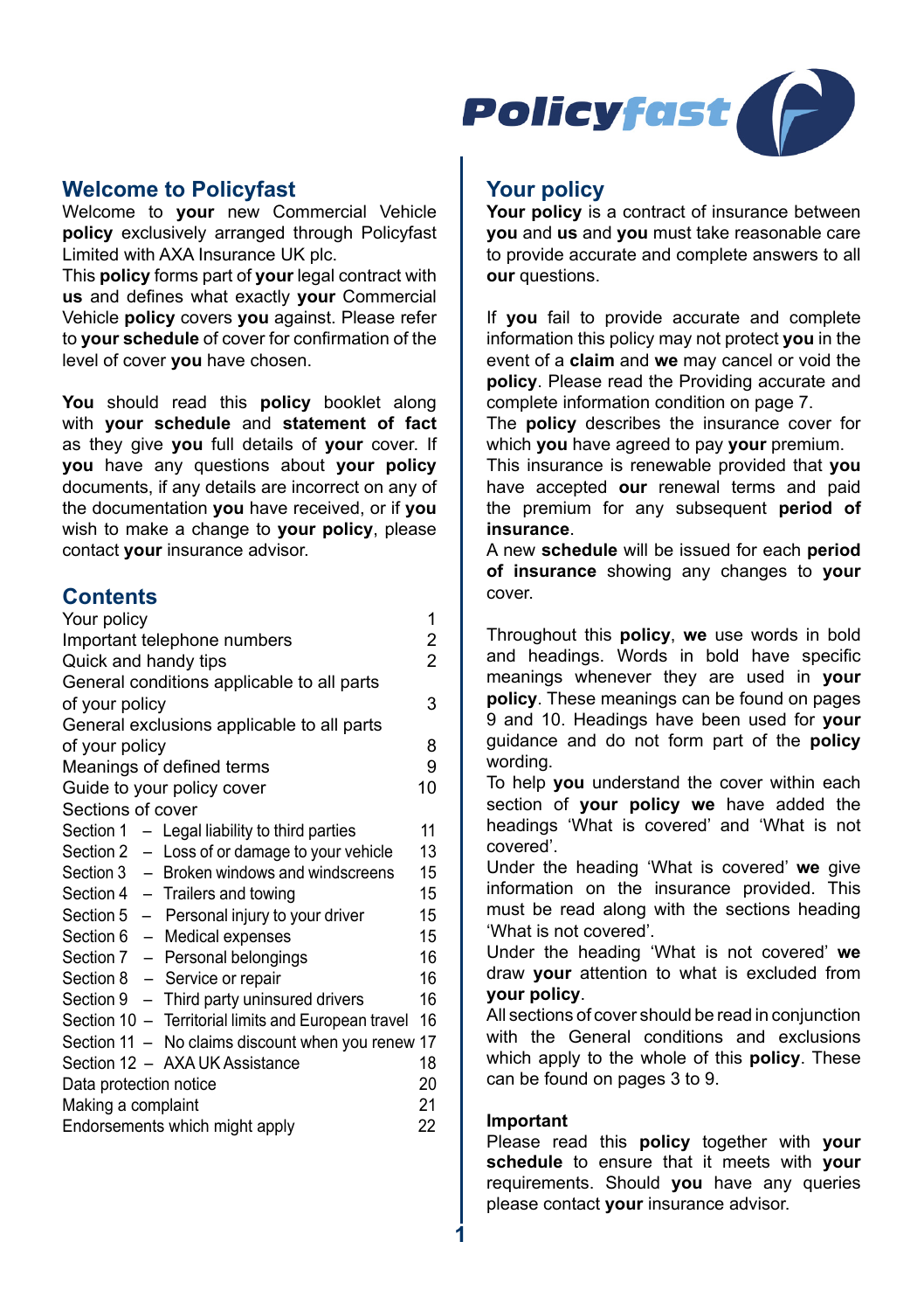## Welcome to Policyfast

Welcome to **your** new Commercial Vehicle **policy** exclusively arranged through Policyfast Limited with AXA Insurance UK plc.

This **policy** forms part of **your** legal contract with **us** and defines what exactly **your** Commercial Vehicle **policy** covers **you** against. Please refer to **your schedule** of cover for confirmation of the level of cover **you** have chosen.

**You** should read this **policy** booklet along with **your schedule** and **statement of fact** as they give **you** full details of **your** cover. If **you** have any questions about **your policy** documents, if any details are incorrect on any of the documentation **you** have received, or if **you** wish to make a change to **your policy**, please contact **your** insurance advisor.

## Contents

| | |
|---|---|
| Your policy | 1 |
| Important telephone numbers | 2 |
| Quick and handy tips | 2 |
| General conditions applicable to all parts of your policy | 3 |
| General exclusions applicable to all parts of your policy | 8 |
| Meanings of defined terms | 9 |
| Guide to your policy cover | 10 |
| Sections of cover | |
| Section 1 – Legal liability to third parties | 11 |
| Section 2 – Loss of or damage to your vehicle | 13 |
| Section 3 – Broken windows and windscreens | 15 |
| Section 4 – Trailers and towing | 15 |
| Section 5 – Personal injury to your driver | 15 |
| Section 6 – Medical expenses | 15 |
| Section 7 – Personal belongings | 16 |
| Section 8 – Service or repair | 16 |
| Section 9 – Third party uninsured drivers | 16 |
| Section 10 – Territorial limits and European travel | 16 |
| Section 11 – No claims discount when you renew | 17 |
| Section 12 – AXA UK Assistance | 18 |
| Data protection notice | 20 |
| Making a complaint | 21 |
| Endorsements which might apply | 22 |

## Your policy

**Your policy** is a contract of insurance between **you** and **us** and **you** must take reasonable care to provide accurate and complete answers to all **our** questions.

If **you** fail to provide accurate and complete information this policy may not protect **you** in the event of a **claim** and **we** may cancel or void the **policy**. Please read the Providing accurate and complete information condition on page 7.

The **policy** describes the insurance cover for which **you** have agreed to pay **your** premium.

This insurance is renewable provided that **you** have accepted **our** renewal terms and paid the premium for any subsequent **period of insurance**.

A new **schedule** will be issued for each **period of insurance** showing any changes to **your** cover.

Throughout this **policy**, **we** use words in bold and headings. Words in bold have specific meanings whenever they are used in **your policy**. These meanings can be found on pages 9 and 10. Headings have been used for **your** guidance and do not form part of the **policy** wording.

To help **you** understand the cover within each section of **your policy we** have added the headings 'What is covered' and 'What is not covered'.

Under the heading 'What is covered' **we** give information on the insurance provided. This must be read along with the sections heading 'What is not covered'.

Under the heading 'What is not covered' **we** draw **your** attention to what is excluded from **your policy**.

All sections of cover should be read in conjunction with the General conditions and exclusions which apply to the whole of this **policy**. These can be found on pages 3 to 9.

### Important

Please read this **policy** together with **your schedule** to ensure that it meets with **your** requirements. Should **you** have any queries please contact **your** insurance advisor.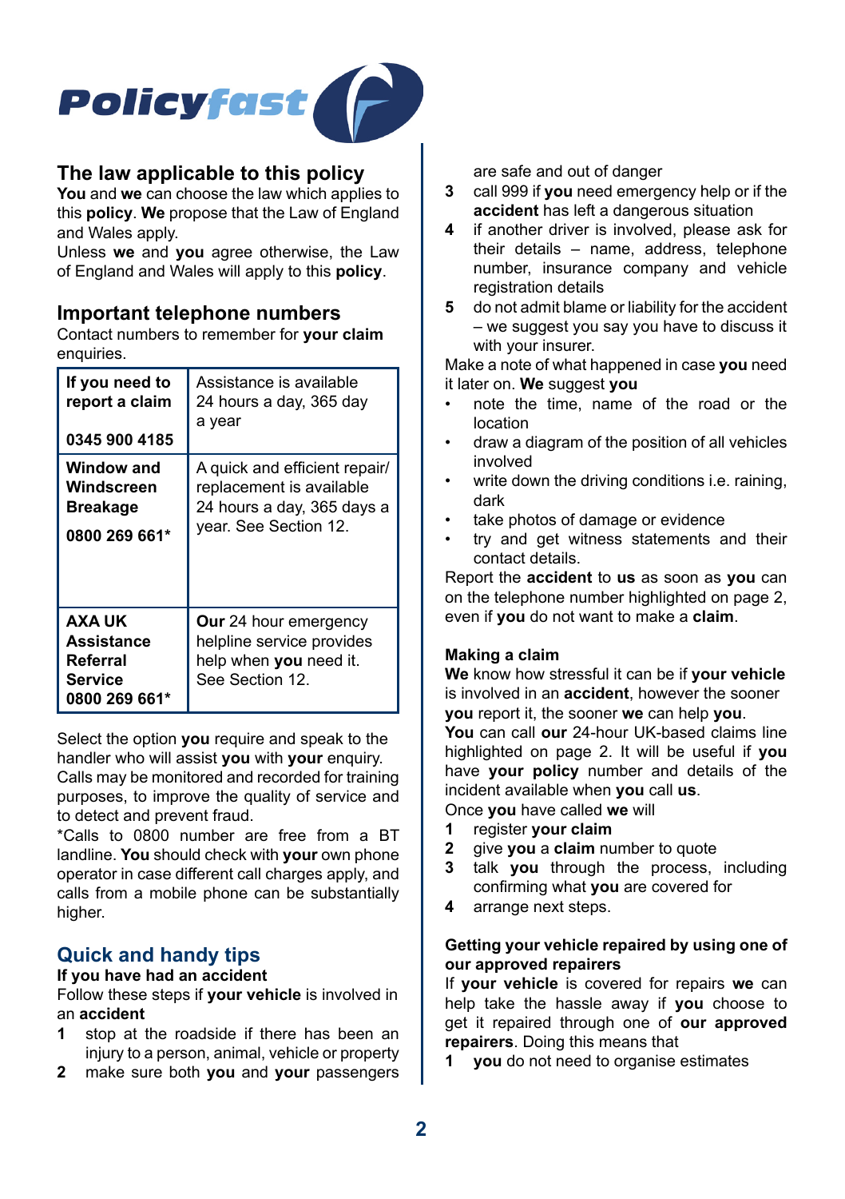## The law applicable to this policy

**You** and **we** can choose the law which applies to this **policy**. **We** propose that the Law of England and Wales apply.

Unless **we** and **you** agree otherwise, the Law of England and Wales will apply to this **policy**.

## Important telephone numbers

Contact numbers to remember for **your claim** enquiries.

| | |
|---|---|
| **If you need to report a claim** <br> **0345 900 4185** | Assistance is available 24 hours a day, 365 day a year |
| **Window and Windscreen Breakage** <br> **0800 269 661*** | A quick and efficient repair/ replacement is available 24 hours a day, 365 days a year. See Section 12. |
| **AXA UK Assistance Referral Service** <br> **0800 269 661*** | **Our** 24 hour emergency helpline service provides help when **you** need it. See Section 12. |

Select the option **you** require and speak to the handler who will assist **you** with **your** enquiry. Calls may be monitored and recorded for training purposes, to improve the quality of service and to detect and prevent fraud.

*Calls to 0800 number are free from a BT landline. **You** should check with **your** own phone operator in case different call charges apply, and calls from a mobile phone can be substantially higher.

## Quick and handy tips

**If you have had an accident**

Follow these steps if **your vehicle** is involved in an **accident**

1. stop at the roadside if there has been an injury to a person, animal, vehicle or property
2. make sure both **you** and **your** passengers are safe and out of danger
3. call 999 if **you** need emergency help or if the **accident** has left a dangerous situation
4. if another driver is involved, please ask for their details – name, address, telephone number, insurance company and vehicle registration details
5. do not admit blame or liability for the accident – we suggest you say you have to discuss it with your insurer.

Make a note of what happened in case **you** need it later on. **We** suggest **you**

- note the time, name of the road or the location
- draw a diagram of the position of all vehicles involved
- write down the driving conditions i.e. raining, dark
- take photos of damage or evidence
- try and get witness statements and their contact details.

Report the **accident** to **us** as soon as **you** can on the telephone number highlighted on page 2, even if **you** do not want to make a **claim**.

**Making a claim**

**We** know how stressful it can be if **your vehicle** is involved in an **accident**, however the sooner **you** report it, the sooner **we** can help **you**.

**You** can call **our** 24-hour UK-based claims line highlighted on page 2. It will be useful if **you** have **your policy** number and details of the incident available when **you** call **us**.

Once **you** have called **we** will

1. register **your claim**
2. give **you** a **claim** number to quote
3. talk **you** through the process, including confirming what **you** are covered for
4. arrange next steps.

**Getting your vehicle repaired by using one of our approved repairers**

If **your vehicle** is covered for repairs **we** can help take the hassle away if **you** choose to get it repaired through one of **our approved repairers**. Doing this means that

1. **you** do not need to organise estimates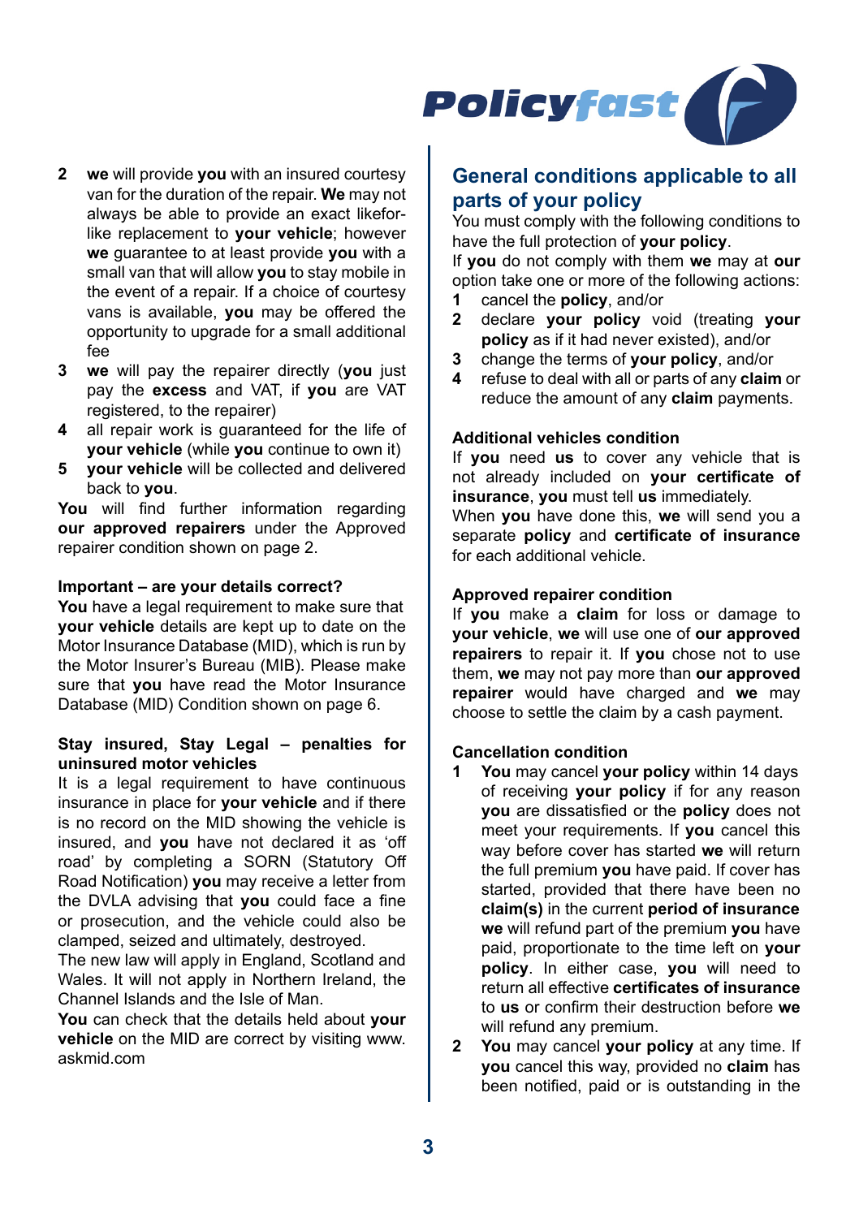2. **we** will provide **you** with an insured courtesy van for the duration of the repair. **We** may not always be able to provide an exact likefor-like replacement to **your vehicle**; however **we** guarantee to at least provide **you** with a small van that will allow **you** to stay mobile in the event of a repair. If a choice of courtesy vans is available, **you** may be offered the opportunity to upgrade for a small additional fee
3. **we** will pay the repairer directly (**you** just pay the **excess** and VAT, if **you** are VAT registered, to the repairer)
4. all repair work is guaranteed for the life of **your vehicle** (while **you** continue to own it)
5. **your vehicle** will be collected and delivered back to **you**.

**You** will find further information regarding **our approved repairers** under the Approved repairer condition shown on page 2.

**Important – are your details correct?**

**You** have a legal requirement to make sure that **your vehicle** details are kept up to date on the Motor Insurance Database (MID), which is run by the Motor Insurer's Bureau (MIB). Please make sure that **you** have read the Motor Insurance Database (MID) Condition shown on page 6.

**Stay insured, Stay Legal – penalties for uninsured motor vehicles**

It is a legal requirement to have continuous insurance in place for **your vehicle** and if there is no record on the MID showing the vehicle is insured, and **you** have not declared it as 'off road' by completing a SORN (Statutory Off Road Notification) **you** may receive a letter from the DVLA advising that **you** could face a fine or prosecution, and the vehicle could also be clamped, seized and ultimately, destroyed.

The new law will apply in England, Scotland and Wales. It will not apply in Northern Ireland, the Channel Islands and the Isle of Man.

**You** can check that the details held about **your vehicle** on the MID are correct by visiting www.askmid.com

## General conditions applicable to all parts of your policy

You must comply with the following conditions to have the full protection of **your policy**.

If **you** do not comply with them **we** may at **our** option take one or more of the following actions:

1. cancel the **policy**, and/or
2. declare **your policy** void (treating **your policy** as if it had never existed), and/or
3. change the terms of **your policy**, and/or
4. refuse to deal with all or parts of any **claim** or reduce the amount of any **claim** payments.

**Additional vehicles condition**

If **you** need **us** to cover any vehicle that is not already included on **your certificate of insurance**, **you** must tell **us** immediately.

When **you** have done this, **we** will send you a separate **policy** and **certificate of insurance** for each additional vehicle.

**Approved repairer condition**

If **you** make a **claim** for loss or damage to **your vehicle**, **we** will use one of **our approved repairers** to repair it. If **you** chose not to use them, **we** may not pay more than **our approved repairer** would have charged and **we** may choose to settle the claim by a cash payment.

**Cancellation condition**

1. **You** may cancel **your policy** within 14 days of receiving **your policy** if for any reason **you** are dissatisfied or the **policy** does not meet your requirements. If **you** cancel this way before cover has started **we** will return the full premium **you** have paid. If cover has started, provided that there have been no **claim(s)** in the current **period of insurance** **we** will refund part of the premium **you** have paid, proportionate to the time left on **your policy**. In either case, **you** will need to return all effective **certificates of insurance** to **us** or confirm their destruction before **we** will refund any premium.
2. **You** may cancel **your policy** at any time. If **you** cancel this way, provided no **claim** has been notified, paid or is outstanding in the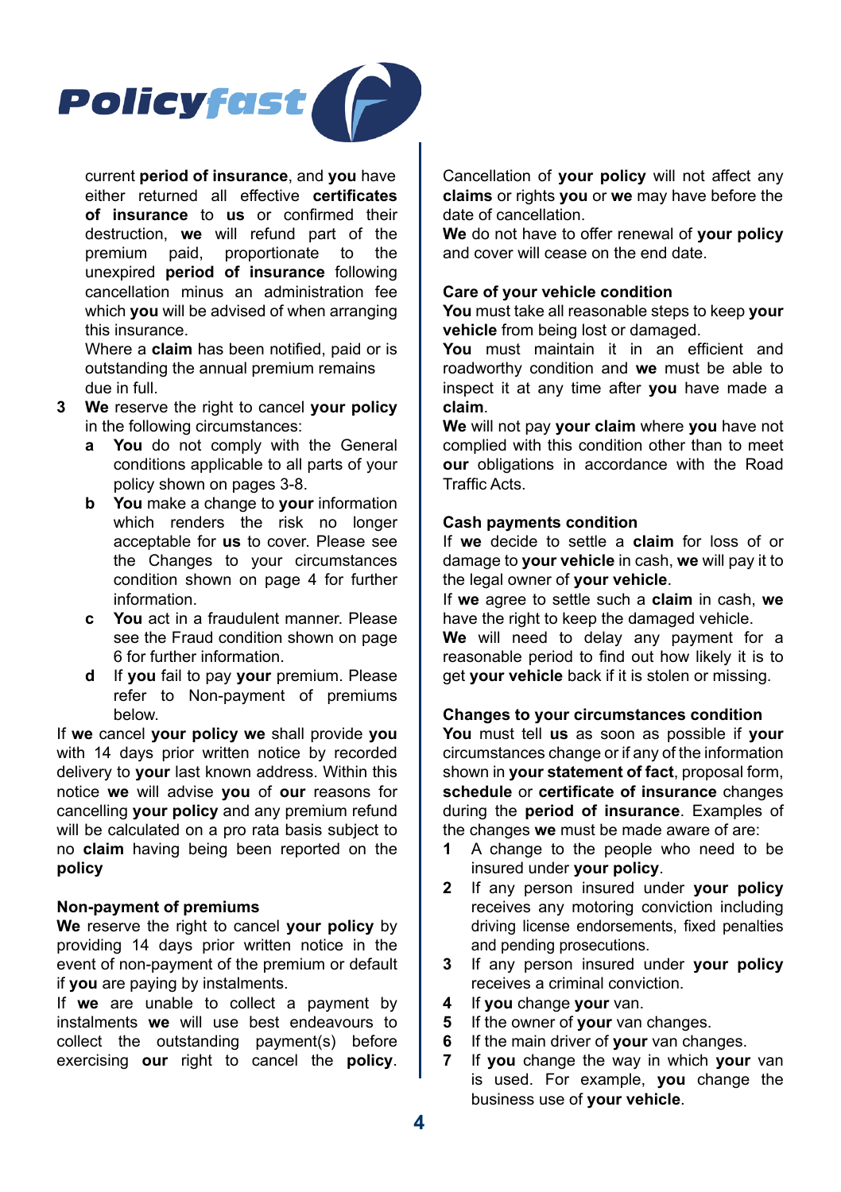current **period of insurance**, and **you** have either returned all effective **certificates of insurance** to **us** or confirmed their destruction, **we** will refund part of the premium paid, proportionate to the unexpired **period of insurance** following cancellation minus an administration fee which **you** will be advised of when arranging this insurance.

Where a **claim** has been notified, paid or is outstanding the annual premium remains due in full.

3 **We** reserve the right to cancel **your policy** in the following circumstances:
   - a **You** do not comply with the General conditions applicable to all parts of your policy shown on pages 3-8.
   - b **You** make a change to **your** information which renders the risk no longer acceptable for **us** to cover. Please see the Changes to your circumstances condition shown on page 4 for further information.
   - c **You** act in a fraudulent manner. Please see the Fraud condition shown on page 6 for further information.
   - d If **you** fail to pay **your** premium. Please refer to Non-payment of premiums below.

If **we** cancel **your policy we** shall provide **you** with 14 days prior written notice by recorded delivery to **your** last known address. Within this notice **we** will advise **you** of **our** reasons for cancelling **your policy** and any premium refund will be calculated on a pro rata basis subject to no **claim** having being been reported on the **policy**

**Non-payment of premiums**

**We** reserve the right to cancel **your policy** by providing 14 days prior written notice in the event of non-payment of the premium or default if **you** are paying by instalments.

If **we** are unable to collect a payment by instalments **we** will use best endeavours to collect the outstanding payment(s) before exercising **our** right to cancel the **policy**.

Cancellation of **your policy** will not affect any **claims** or rights **you** or **we** may have before the date of cancellation.

**We** do not have to offer renewal of **your policy** and cover will cease on the end date.

**Care of your vehicle condition**

**You** must take all reasonable steps to keep **your vehicle** from being lost or damaged.

**You** must maintain it in an efficient and roadworthy condition and **we** must be able to inspect it at any time after **you** have made a **claim**.

**We** will not pay **your claim** where **you** have not complied with this condition other than to meet **our** obligations in accordance with the Road Traffic Acts.

**Cash payments condition**

If **we** decide to settle a **claim** for loss of or damage to **your vehicle** in cash, **we** will pay it to the legal owner of **your vehicle**.

If **we** agree to settle such a **claim** in cash, **we** have the right to keep the damaged vehicle.

**We** will need to delay any payment for a reasonable period to find out how likely it is to get **your vehicle** back if it is stolen or missing.

**Changes to your circumstances condition**

**You** must tell **us** as soon as possible if **your** circumstances change or if any of the information shown in **your statement of fact**, proposal form, **schedule** or **certificate of insurance** changes during the **period of insurance**. Examples of the changes **we** must be made aware of are:

1. A change to the people who need to be insured under **your policy**.
2. If any person insured under **your policy** receives any motoring conviction including driving license endorsements, fixed penalties and pending prosecutions.
3. If any person insured under **your policy** receives a criminal conviction.
4. If **you** change **your** van.
5. If the owner of **your** van changes.
6. If the main driver of **your** van changes.
7. If **you** change the way in which **your** van is used. For example, **you** change the business use of **your vehicle**.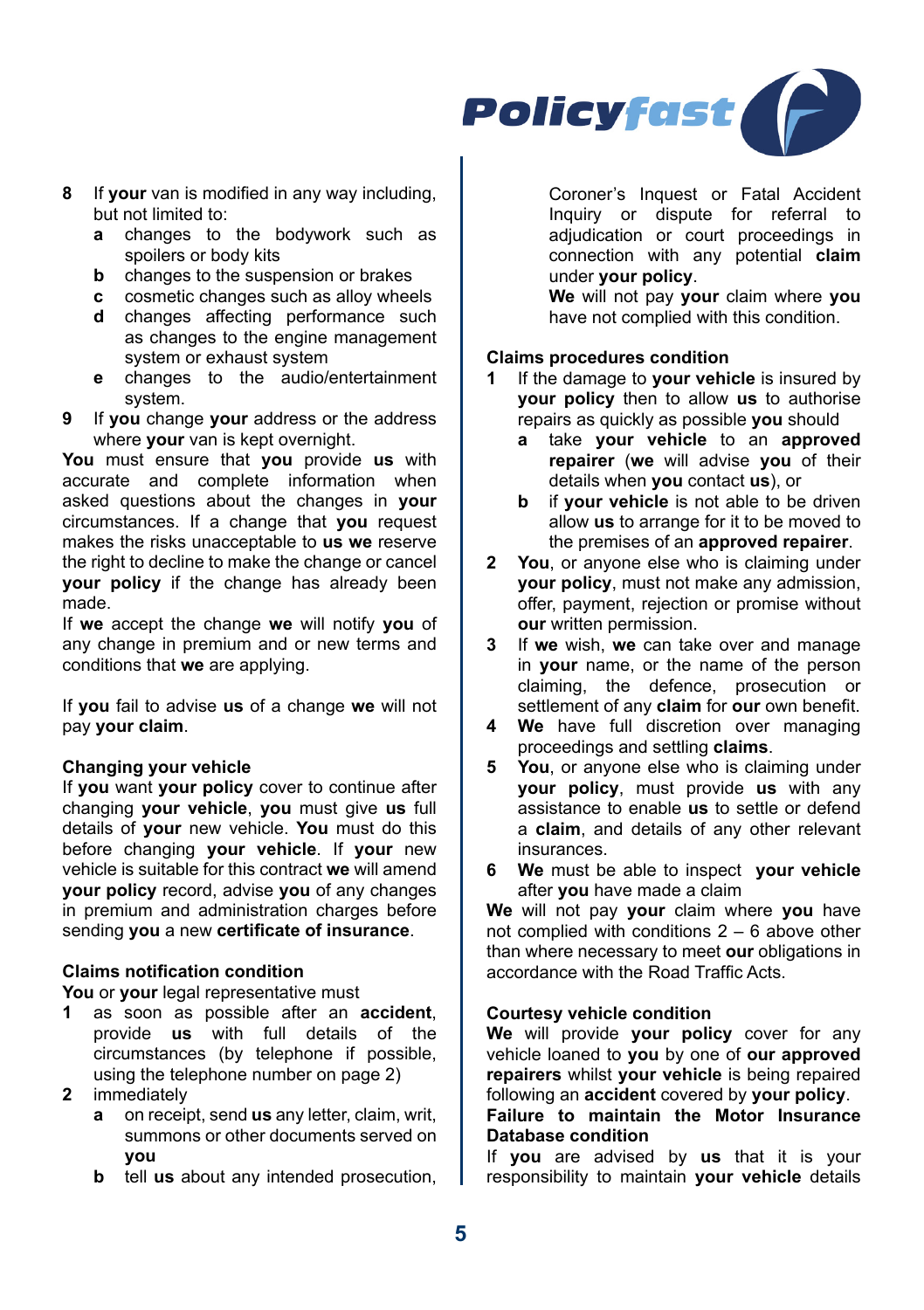8 If **your** van is modified in any way including, but not limited to:
   - **a** changes to the bodywork such as spoilers or body kits
   - **b** changes to the suspension or brakes
   - **c** cosmetic changes such as alloy wheels
   - **d** changes affecting performance such as changes to the engine management system or exhaust system
   - **e** changes to the audio/entertainment system.

9 If **you** change **your** address or the address where **your** van is kept overnight.

**You** must ensure that **you** provide **us** with accurate and complete information when asked questions about the changes in **your** circumstances. If a change that **you** request makes the risks unacceptable to **us we** reserve the right to decline to make the change or cancel **your policy** if the change has already been made.

If **we** accept the change **we** will notify **you** of any change in premium and or new terms and conditions that **we** are applying.

If **you** fail to advise **us** of a change **we** will not pay **your claim**.

### Changing your vehicle

If **you** want **your policy** cover to continue after changing **your vehicle**, **you** must give **us** full details of **your** new vehicle. **You** must do this before changing **your vehicle**. If **your** new vehicle is suitable for this contract **we** will amend **your policy** record, advise **you** of any changes in premium and administration charges before sending **you** a new **certificate of insurance**.

### Claims notification condition

**You** or **your** legal representative must

1. as soon as possible after an **accident**, provide **us** with full details of the circumstances (by telephone if possible, using the telephone number on page 2)
2. immediately
   - **a** on receipt, send **us** any letter, claim, writ, summons or other documents served on **you**
   - **b** tell **us** about any intended prosecution, Coroner's Inquest or Fatal Accident Inquiry or dispute for referral to adjudication or court proceedings in connection with any potential **claim** under **your policy**.

   **We** will not pay **your** claim where **you** have not complied with this condition.

### Claims procedures condition

1. If the damage to **your vehicle** is insured by **your policy** then to allow **us** to authorise repairs as quickly as possible **you** should
   - **a** take **your vehicle** to an **approved repairer** (**we** will advise **you** of their details when **you** contact **us**), or
   - **b** if **your vehicle** is not able to be driven allow **us** to arrange for it to be moved to the premises of an **approved repairer**.
2. **You**, or anyone else who is claiming under **your policy**, must not make any admission, offer, payment, rejection or promise without **our** written permission.
3. If **we** wish, **we** can take over and manage in **your** name, or the name of the person claiming, the defence, prosecution or settlement of any **claim** for **our** own benefit.
4. **We** have full discretion over managing proceedings and settling **claims**.
5. **You**, or anyone else who is claiming under **your policy**, must provide **us** with any assistance to enable **us** to settle or defend a **claim**, and details of any other relevant insurances.
6. **We** must be able to inspect **your vehicle** after **you** have made a claim

**We** will not pay **your** claim where **you** have not complied with conditions 2 – 6 above other than where necessary to meet **our** obligations in accordance with the Road Traffic Acts.

### Courtesy vehicle condition

**We** will provide **your policy** cover for any vehicle loaned to **you** by one of **our approved repairers** whilst **your vehicle** is being repaired following an **accident** covered by **your policy**.

### Failure to maintain the Motor Insurance Database condition

If **you** are advised by **us** that it is your responsibility to maintain **your vehicle** details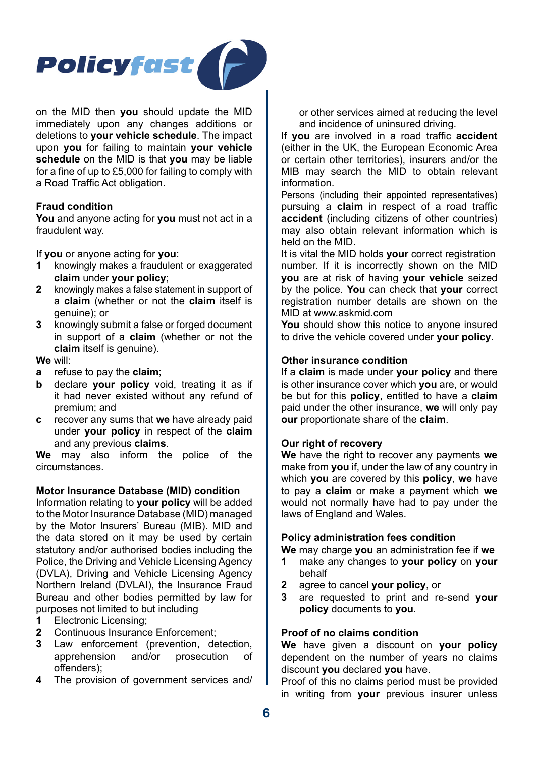on the MID then **you** should update the MID immediately upon any changes additions or deletions to **your vehicle schedule**. The impact upon **you** for failing to maintain **your vehicle schedule** on the MID is that **you** may be liable for a fine of up to £5,000 for failing to comply with a Road Traffic Act obligation.

**Fraud condition**

**You** and anyone acting for **you** must not act in a fraudulent way.

If **you** or anyone acting for **you**:

1. knowingly makes a fraudulent or exaggerated **claim** under **your policy**;
2. knowingly makes a false statement in support of a **claim** (whether or not the **claim** itself is genuine); or
3. knowingly submit a false or forged document in support of a **claim** (whether or not the **claim** itself is genuine).

**We** will:

a. refuse to pay the **claim**;
b. declare **your policy** void, treating it as if it had never existed without any refund of premium; and
c. recover any sums that **we** have already paid under **your policy** in respect of the **claim** and any previous **claims**.

**We** may also inform the police of the circumstances.

**Motor Insurance Database (MID) condition**

Information relating to **your policy** will be added to the Motor Insurance Database (MID) managed by the Motor Insurers' Bureau (MIB). MID and the data stored on it may be used by certain statutory and/or authorised bodies including the Police, the Driving and Vehicle Licensing Agency (DVLA), Driving and Vehicle Licensing Agency Northern Ireland (DVLAI), the Insurance Fraud Bureau and other bodies permitted by law for purposes not limited to but including

1. Electronic Licensing;
2. Continuous Insurance Enforcement;
3. Law enforcement (prevention, detection, apprehension and/or prosecution of offenders);
4. The provision of government services and/or other services aimed at reducing the level and incidence of uninsured driving.

If **you** are involved in a road traffic **accident** (either in the UK, the European Economic Area or certain other territories), insurers and/or the MIB may search the MID to obtain relevant information.

Persons (including their appointed representatives) pursuing a **claim** in respect of a road traffic **accident** (including citizens of other countries) may also obtain relevant information which is held on the MID.

It is vital the MID holds **your** correct registration number. If it is incorrectly shown on the MID **you** are at risk of having **your vehicle** seized by the police. **You** can check that **your** correct registration number details are shown on the MID at www.askmid.com

**You** should show this notice to anyone insured to drive the vehicle covered under **your policy**.

**Other insurance condition**

If a **claim** is made under **your policy** and there is other insurance cover which **you** are, or would be but for this **policy**, entitled to have a **claim** paid under the other insurance, **we** will only pay **our** proportionate share of the **claim**.

**Our right of recovery**

**We** have the right to recover any payments **we** make from **you** if, under the law of any country in which **you** are covered by this **policy**, **we** have to pay a **claim** or make a payment which **we** would not normally have had to pay under the laws of England and Wales.

**Policy administration fees condition**

**We** may charge **you** an administration fee if **we**

1. make any changes to **your policy** on **your** behalf
2. agree to cancel **your policy**, or
3. are requested to print and re-send **your policy** documents to **you**.

**Proof of no claims condition**

**We** have given a discount on **your policy** dependent on the number of years no claims discount **you** declared **you** have.

Proof of this no claims period must be provided in writing from **your** previous insurer unless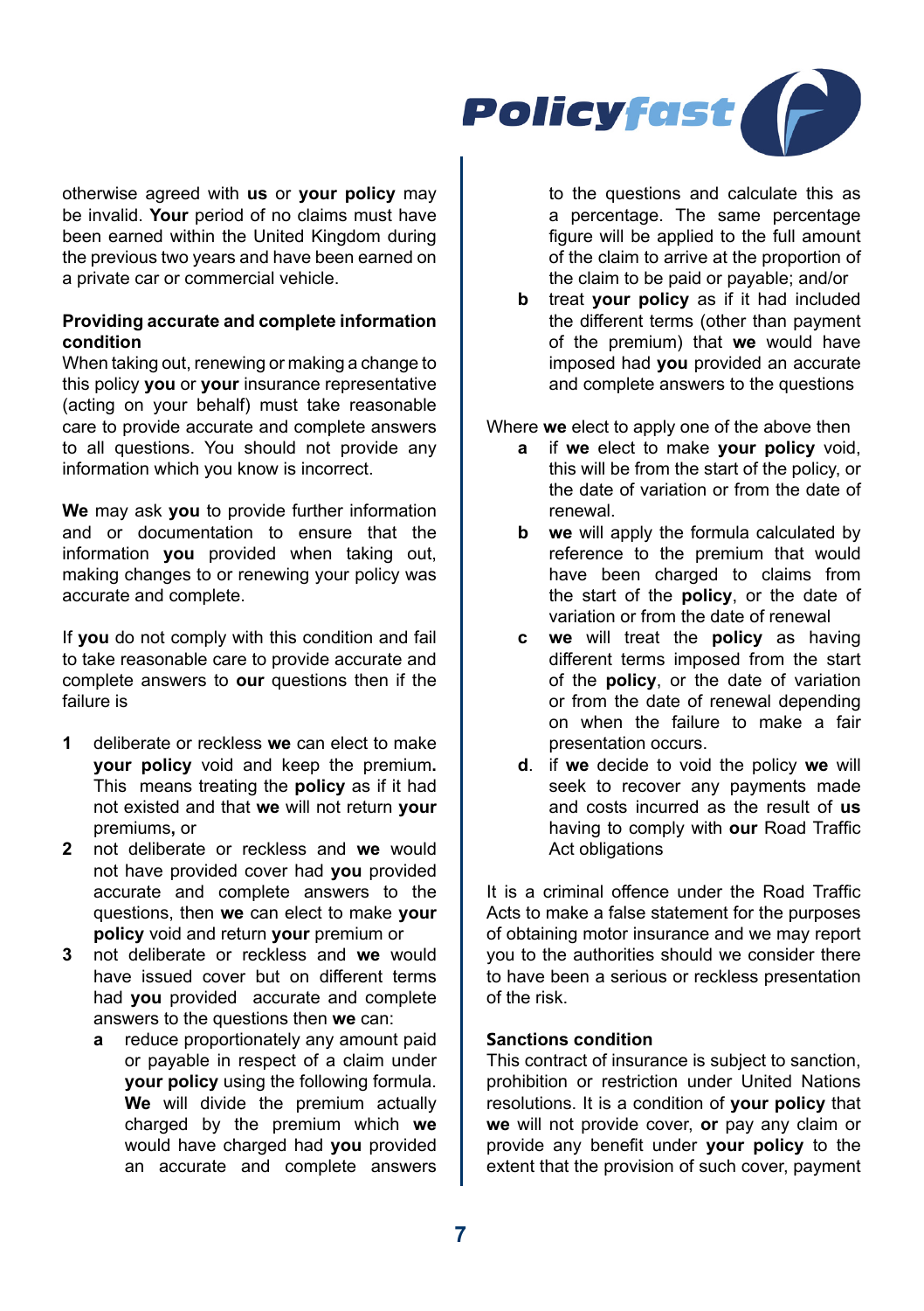otherwise agreed with **us** or **your policy** may be invalid. **Your** period of no claims must have been earned within the United Kingdom during the previous two years and have been earned on a private car or commercial vehicle.

**Providing accurate and complete information condition**

When taking out, renewing or making a change to this policy **you** or **your** insurance representative (acting on your behalf) must take reasonable care to provide accurate and complete answers to all questions. You should not provide any information which you know is incorrect.

**We** may ask **you** to provide further information and or documentation to ensure that the information **you** provided when taking out, making changes to or renewing your policy was accurate and complete.

If **you** do not comply with this condition and fail to take reasonable care to provide accurate and complete answers to **our** questions then if the failure is

1. deliberate or reckless **we** can elect to make **your policy** void and keep the premium**.** This means treating the **policy** as if it had not existed and that **we** will not return **your** premiums**,** or
2. not deliberate or reckless and **we** would not have provided cover had **you** provided accurate and complete answers to the questions, then **we** can elect to make **your policy** void and return **your** premium or
3. not deliberate or reckless and **we** would have issued cover but on different terms had **you** provided accurate and complete answers to the questions then **we** can:
   - **a** reduce proportionately any amount paid or payable in respect of a claim under **your policy** using the following formula. **We** will divide the premium actually charged by the premium which **we** would have charged had **you** provided an accurate and complete answers to the questions and calculate this as a percentage. The same percentage figure will be applied to the full amount of the claim to arrive at the proportion of the claim to be paid or payable; and/or
   - **b** treat **your policy** as if it had included the different terms (other than payment of the premium) that **we** would have imposed had **you** provided an accurate and complete answers to the questions

Where **we** elect to apply one of the above then

- **a** if **we** elect to make **your policy** void, this will be from the start of the policy, or the date of variation or from the date of renewal.
- **b** **we** will apply the formula calculated by reference to the premium that would have been charged to claims from the start of the **policy**, or the date of variation or from the date of renewal
- **c** **we** will treat the **policy** as having different terms imposed from the start of the **policy**, or the date of variation or from the date of renewal depending on when the failure to make a fair presentation occurs.
- **d**. if **we** decide to void the policy **we** will seek to recover any payments made and costs incurred as the result of **us** having to comply with **our** Road Traffic Act obligations

It is a criminal offence under the Road Traffic Acts to make a false statement for the purposes of obtaining motor insurance and we may report you to the authorities should we consider there to have been a serious or reckless presentation of the risk.

**Sanctions condition**

This contract of insurance is subject to sanction, prohibition or restriction under United Nations resolutions. It is a condition of **your policy** that **we** will not provide cover, **or** pay any claim or provide any benefit under **your policy** to the extent that the provision of such cover, payment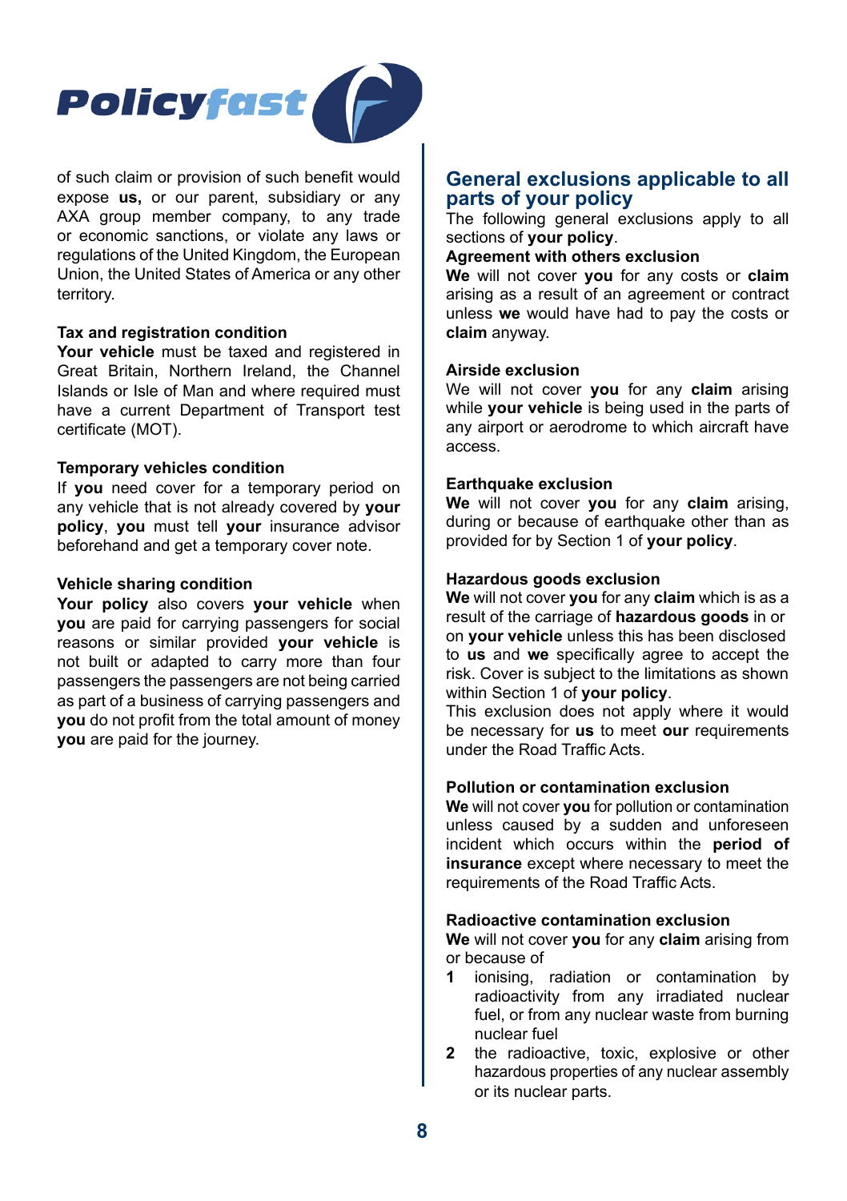of such claim or provision of such benefit would expose **us,** or our parent, subsidiary or any AXA group member company, to any trade or economic sanctions, or violate any laws or regulations of the United Kingdom, the European Union, the United States of America or any other territory.

**Tax and registration condition**

**Your vehicle** must be taxed and registered in Great Britain, Northern Ireland, the Channel Islands or Isle of Man and where required must have a current Department of Transport test certificate (MOT).

**Temporary vehicles condition**

If **you** need cover for a temporary period on any vehicle that is not already covered by **your policy**, **you** must tell **your** insurance advisor beforehand and get a temporary cover note.

**Vehicle sharing condition**

**Your policy** also covers **your vehicle** when **you** are paid for carrying passengers for social reasons or similar provided **your vehicle** is not built or adapted to carry more than four passengers the passengers are not being carried as part of a business of carrying passengers and **you** do not profit from the total amount of money **you** are paid for the journey.

## General exclusions applicable to all parts of your policy

The following general exclusions apply to all sections of **your policy**.

**Agreement with others exclusion**

**We** will not cover **you** for any costs or **claim** arising as a result of an agreement or contract unless **we** would have had to pay the costs or **claim** anyway.

**Airside exclusion**

We will not cover **you** for any **claim** arising while **your vehicle** is being used in the parts of any airport or aerodrome to which aircraft have access.

**Earthquake exclusion**

**We** will not cover **you** for any **claim** arising, during or because of earthquake other than as provided for by Section 1 of **your policy**.

**Hazardous goods exclusion**

**We** will not cover **you** for any **claim** which is as a result of the carriage of **hazardous goods** in or on **your vehicle** unless this has been disclosed to **us** and **we** specifically agree to accept the risk. Cover is subject to the limitations as shown within Section 1 of **your policy**.

This exclusion does not apply where it would be necessary for **us** to meet **our** requirements under the Road Traffic Acts.

**Pollution or contamination exclusion**

**We** will not cover **you** for pollution or contamination unless caused by a sudden and unforeseen incident which occurs within the **period of insurance** except where necessary to meet the requirements of the Road Traffic Acts.

**Radioactive contamination exclusion**

**We** will not cover **you** for any **claim** arising from or because of

1. ionising, radiation or contamination by radioactivity from any irradiated nuclear fuel, or from any nuclear waste from burning nuclear fuel
2. the radioactive, toxic, explosive or other hazardous properties of any nuclear assembly or its nuclear parts.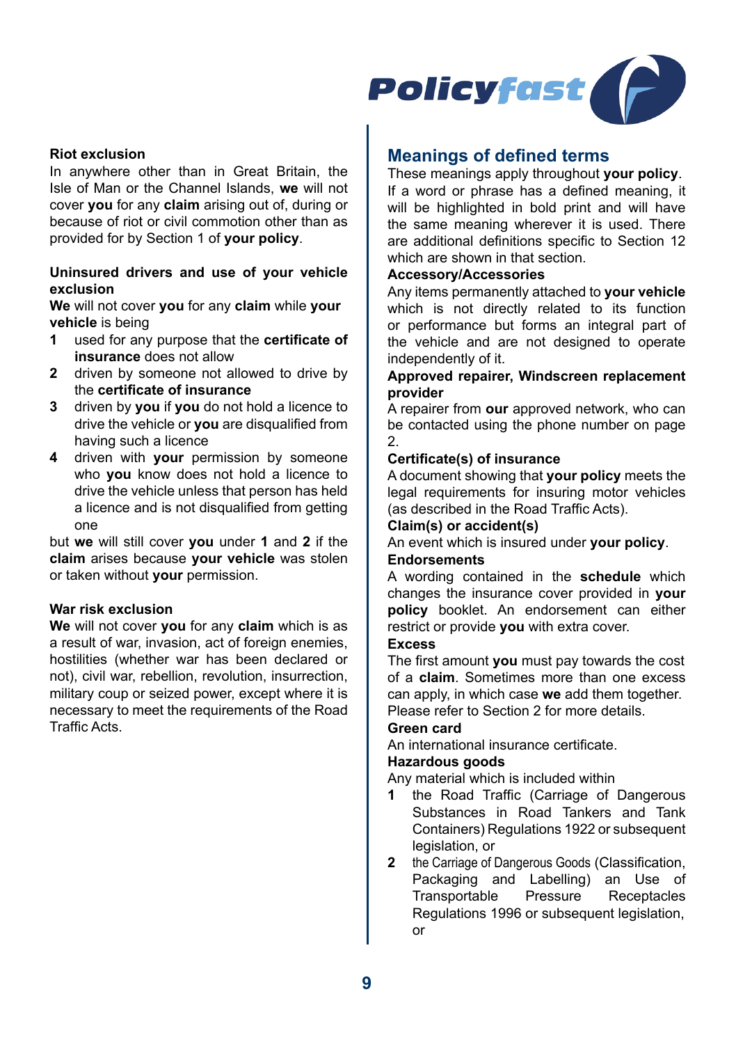### Riot exclusion

In anywhere other than in Great Britain, the Isle of Man or the Channel Islands, **we** will not cover **you** for any **claim** arising out of, during or because of riot or civil commotion other than as provided for by Section 1 of **your policy**.

### Uninsured drivers and use of your vehicle exclusion

**We** will not cover **you** for any **claim** while **your vehicle** is being

1. used for any purpose that the **certificate of insurance** does not allow
2. driven by someone not allowed to drive by the **certificate of insurance**
3. driven by **you** if **you** do not hold a licence to drive the vehicle or **you** are disqualified from having such a licence
4. driven with **your** permission by someone who **you** know does not hold a licence to drive the vehicle unless that person has held a licence and is not disqualified from getting one

but **we** will still cover **you** under **1** and **2** if the **claim** arises because **your vehicle** was stolen or taken without **your** permission.

### War risk exclusion

**We** will not cover **you** for any **claim** which is as a result of war, invasion, act of foreign enemies, hostilities (whether war has been declared or not), civil war, rebellion, revolution, insurrection, military coup or seized power, except where it is necessary to meet the requirements of the Road Traffic Acts.

## Meanings of defined terms

These meanings apply throughout **your policy**. If a word or phrase has a defined meaning, it will be highlighted in bold print and will have the same meaning wherever it is used. There are additional definitions specific to Section 12 which are shown in that section.

**Accessory/Accessories**

Any items permanently attached to **your vehicle** which is not directly related to its function or performance but forms an integral part of the vehicle and are not designed to operate independently of it.

**Approved repairer, Windscreen replacement provider**

A repairer from **our** approved network, who can be contacted using the phone number on page 2.

**Certificate(s) of insurance**

A document showing that **your policy** meets the legal requirements for insuring motor vehicles (as described in the Road Traffic Acts).

**Claim(s) or accident(s)**

An event which is insured under **your policy**.

**Endorsements**

A wording contained in the **schedule** which changes the insurance cover provided in **your policy** booklet. An endorsement can either restrict or provide **you** with extra cover.

**Excess**

The first amount **you** must pay towards the cost of a **claim**. Sometimes more than one excess can apply, in which case **we** add them together. Please refer to Section 2 for more details.

**Green card**

An international insurance certificate.

**Hazardous goods**

Any material which is included within

1. the Road Traffic (Carriage of Dangerous Substances in Road Tankers and Tank Containers) Regulations 1922 or subsequent legislation, or
2. the Carriage of Dangerous Goods (Classification, Packaging and Labelling) an Use of Transportable Pressure Receptacles Regulations 1996 or subsequent legislation, or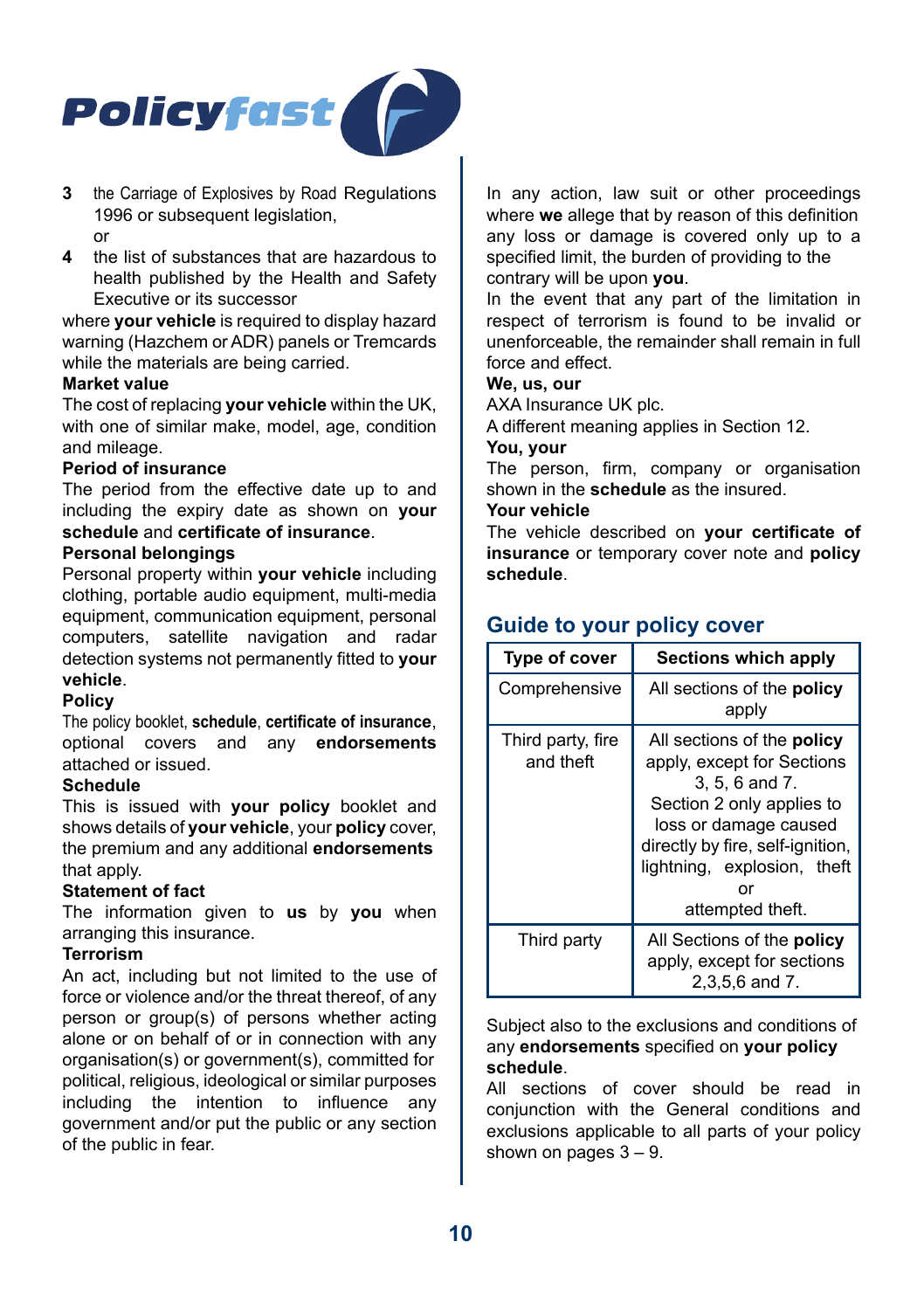3 the Carriage of Explosives by Road Regulations 1996 or subsequent legislation,
or
4 the list of substances that are hazardous to health published by the Health and Safety Executive or its successor

where **your vehicle** is required to display hazard warning (Hazchem or ADR) panels or Tremcards while the materials are being carried.

**Market value**

The cost of replacing **your vehicle** within the UK, with one of similar make, model, age, condition and mileage.

**Period of insurance**

The period from the effective date up to and including the expiry date as shown on **your schedule** and **certificate of insurance**.

**Personal belongings**

Personal property within **your vehicle** including clothing, portable audio equipment, multi-media equipment, communication equipment, personal computers, satellite navigation and radar detection systems not permanently fitted to **your vehicle**.

**Policy**

The policy booklet, **schedule**, **certificate of insurance**, optional covers and any **endorsements** attached or issued.

**Schedule**

This is issued with **your policy** booklet and shows details of **your vehicle**, your **policy** cover, the premium and any additional **endorsements** that apply.

**Statement of fact**

The information given to **us** by **you** when arranging this insurance.

**Terrorism**

An act, including but not limited to the use of force or violence and/or the threat thereof, of any person or group(s) of persons whether acting alone or on behalf of or in connection with any organisation(s) or government(s), committed for political, religious, ideological or similar purposes including the intention to influence any government and/or put the public or any section of the public in fear.

In any action, law suit or other proceedings where **we** allege that by reason of this definition any loss or damage is covered only up to a specified limit, the burden of providing to the contrary will be upon **you**.

In the event that any part of the limitation in respect of terrorism is found to be invalid or unenforceable, the remainder shall remain in full force and effect.

**We, us, our**

AXA Insurance UK plc.

A different meaning applies in Section 12.

**You, your**

The person, firm, company or organisation shown in the **schedule** as the insured.

**Your vehicle**

The vehicle described on **your certificate of insurance** or temporary cover note and **policy schedule**.

## Guide to your policy cover

| Type of cover | Sections which apply |
|---|---|
| Comprehensive | All sections of the **policy** apply |
| Third party, fire and theft | All sections of the **policy** apply, except for Sections 3, 5, 6 and 7. Section 2 only applies to loss or damage caused directly by fire, self-ignition, lightning, explosion, theft or attempted theft. |
| Third party | All Sections of the **policy** apply, except for sections 2,3,5,6 and 7. |

Subject also to the exclusions and conditions of any **endorsements** specified on **your policy schedule**.

All sections of cover should be read in conjunction with the General conditions and exclusions applicable to all parts of your policy shown on pages 3 – 9.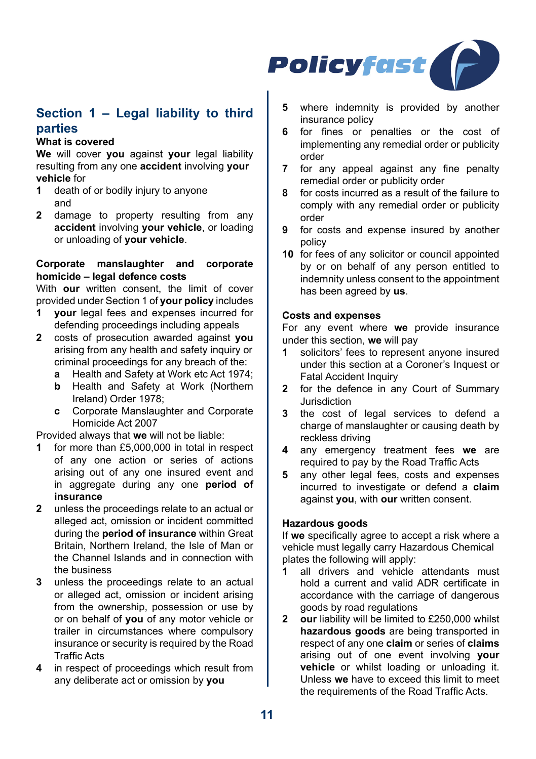## Section 1 – Legal liability to third parties

**What is covered**

**We** will cover **you** against **your** legal liability resulting from any one **accident** involving **your vehicle** for

1. death of or bodily injury to anyone and
2. damage to property resulting from any **accident** involving **your vehicle**, or loading or unloading of **your vehicle**.

**Corporate manslaughter and corporate homicide – legal defence costs**

With **our** written consent, the limit of cover provided under Section 1 of **your policy** includes

1. **your** legal fees and expenses incurred for defending proceedings including appeals
2. costs of prosecution awarded against **you** arising from any health and safety inquiry or criminal proceedings for any breach of the:
   - **a** Health and Safety at Work etc Act 1974;
   - **b** Health and Safety at Work (Northern Ireland) Order 1978;
   - **c** Corporate Manslaughter and Corporate Homicide Act 2007

Provided always that **we** will not be liable:

1. for more than £5,000,000 in total in respect of any one action or series of actions arising out of any one insured event and in aggregate during any one **period of insurance**
2. unless the proceedings relate to an actual or alleged act, omission or incident committed during the **period of insurance** within Great Britain, Northern Ireland, the Isle of Man or the Channel Islands and in connection with the business
3. unless the proceedings relate to an actual or alleged act, omission or incident arising from the ownership, possession or use by or on behalf of **you** of any motor vehicle or trailer in circumstances where compulsory insurance or security is required by the Road Traffic Acts
4. in respect of proceedings which result from any deliberate act or omission by **you**
5. where indemnity is provided by another insurance policy
6. for fines or penalties or the cost of implementing any remedial order or publicity order
7. for any appeal against any fine penalty remedial order or publicity order
8. for costs incurred as a result of the failure to comply with any remedial order or publicity order
9. for costs and expense insured by another policy
10. for fees of any solicitor or council appointed by or on behalf of any person entitled to indemnity unless consent to the appointment has been agreed by **us**.

**Costs and expenses**

For any event where **we** provide insurance under this section, **we** will pay

1. solicitors' fees to represent anyone insured under this section at a Coroner's Inquest or Fatal Accident Inquiry
2. for the defence in any Court of Summary Jurisdiction
3. the cost of legal services to defend a charge of manslaughter or causing death by reckless driving
4. any emergency treatment fees **we** are required to pay by the Road Traffic Acts
5. any other legal fees, costs and expenses incurred to investigate or defend a **claim** against **you**, with **our** written consent.

**Hazardous goods**

If **we** specifically agree to accept a risk where a vehicle must legally carry Hazardous Chemical plates the following will apply:

1. all drivers and vehicle attendants must hold a current and valid ADR certificate in accordance with the carriage of dangerous goods by road regulations
2. **our** liability will be limited to £250,000 whilst **hazardous goods** are being transported in respect of any one **claim** or series of **claims** arising out of one event involving **your vehicle** or whilst loading or unloading it. Unless **we** have to exceed this limit to meet the requirements of the Road Traffic Acts.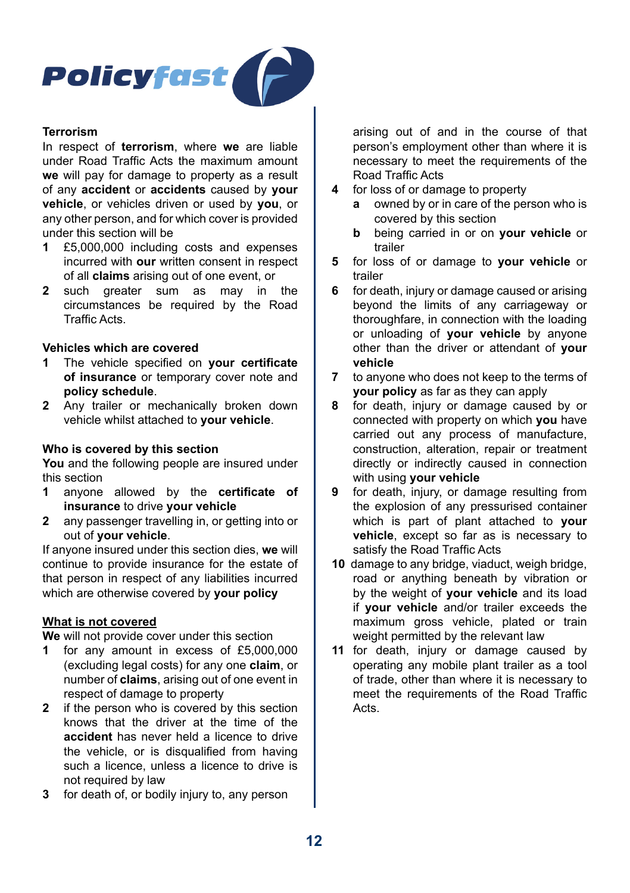### Terrorism

In respect of **terrorism**, where **we** are liable under Road Traffic Acts the maximum amount **we** will pay for damage to property as a result of any **accident** or **accidents** caused by **your vehicle**, or vehicles driven or used by **you**, or any other person, and for which cover is provided under this section will be

1. £5,000,000 including costs and expenses incurred with **our** written consent in respect of all **claims** arising out of one event, or
2. such greater sum as may in the circumstances be required by the Road Traffic Acts.

### Vehicles which are covered

1. The vehicle specified on **your certificate of insurance** or temporary cover note and **policy schedule**.
2. Any trailer or mechanically broken down vehicle whilst attached to **your vehicle**.

### Who is covered by this section

**You** and the following people are insured under this section

1. anyone allowed by the **certificate of insurance** to drive **your vehicle**
2. any passenger travelling in, or getting into or out of **your vehicle**.

If anyone insured under this section dies, **we** will continue to provide insurance for the estate of that person in respect of any liabilities incurred which are otherwise covered by **your policy**

### What is not covered

**We** will not provide cover under this section

1. for any amount in excess of £5,000,000 (excluding legal costs) for any one **claim**, or number of **claims**, arising out of one event in respect of damage to property
2. if the person who is covered by this section knows that the driver at the time of the **accident** has never held a licence to drive the vehicle, or is disqualified from having such a licence, unless a licence to drive is not required by law
3. for death of, or bodily injury to, any person arising out of and in the course of that person's employment other than where it is necessary to meet the requirements of the Road Traffic Acts
4. for loss of or damage to property
   - **a** owned by or in care of the person who is covered by this section
   - **b** being carried in or on **your vehicle** or trailer
5. for loss of or damage to **your vehicle** or trailer
6. for death, injury or damage caused or arising beyond the limits of any carriageway or thoroughfare, in connection with the loading or unloading of **your vehicle** by anyone other than the driver or attendant of **your vehicle**
7. to anyone who does not keep to the terms of **your policy** as far as they can apply
8. for death, injury or damage caused by or connected with property on which **you** have carried out any process of manufacture, construction, alteration, repair or treatment directly or indirectly caused in connection with using **your vehicle**
9. for death, injury, or damage resulting from the explosion of any pressurised container which is part of plant attached to **your vehicle**, except so far as is necessary to satisfy the Road Traffic Acts
10. damage to any bridge, viaduct, weigh bridge, road or anything beneath by vibration or by the weight of **your vehicle** and its load if **your vehicle** and/or trailer exceeds the maximum gross vehicle, plated or train weight permitted by the relevant law
11. for death, injury or damage caused by operating any mobile plant trailer as a tool of trade, other than where it is necessary to meet the requirements of the Road Traffic Acts.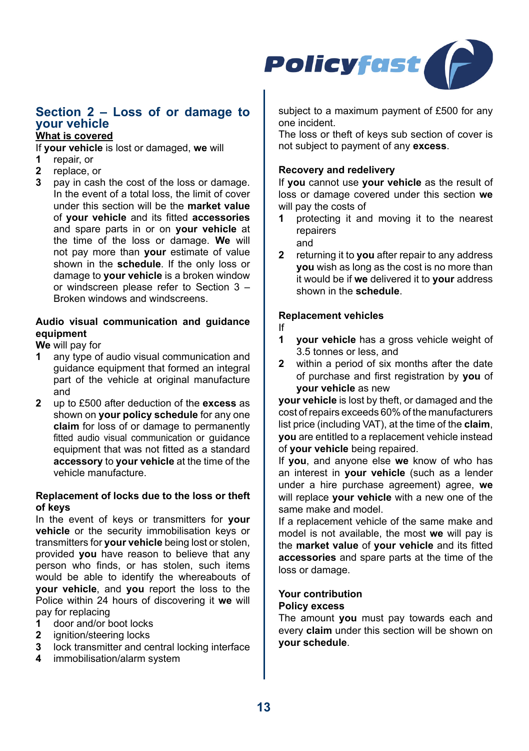## Section 2 – Loss of or damage to your vehicle

**What is covered**

If **your vehicle** is lost or damaged, **we** will

1. repair, or
2. replace, or
3. pay in cash the cost of the loss or damage. In the event of a total loss, the limit of cover under this section will be the **market value** of **your vehicle** and its fitted **accessories** and spare parts in or on **your vehicle** at the time of the loss or damage. **We** will not pay more than **your** estimate of value shown in the **schedule**. If the only loss or damage to **your vehicle** is a broken window or windscreen please refer to Section 3 – Broken windows and windscreens.

**Audio visual communication and guidance equipment**

**We** will pay for

1. any type of audio visual communication and guidance equipment that formed an integral part of the vehicle at original manufacture and
2. up to £500 after deduction of the **excess** as shown on **your policy schedule** for any one **claim** for loss of or damage to permanently fitted audio visual communication or guidance equipment that was not fitted as a standard **accessory** to **your vehicle** at the time of the vehicle manufacture.

**Replacement of locks due to the loss or theft of keys**

In the event of keys or transmitters for **your vehicle** or the security immobilisation keys or transmitters for **your vehicle** being lost or stolen, provided **you** have reason to believe that any person who finds, or has stolen, such items would be able to identify the whereabouts of **your vehicle**, and **you** report the loss to the Police within 24 hours of discovering it **we** will pay for replacing

1. door and/or boot locks
2. ignition/steering locks
3. lock transmitter and central locking interface
4. immobilisation/alarm system

subject to a maximum payment of £500 for any one incident.

The loss or theft of keys sub section of cover is not subject to payment of any **excess**.

**Recovery and redelivery**

If **you** cannot use **your vehicle** as the result of loss or damage covered under this section **we** will pay the costs of

1. protecting it and moving it to the nearest repairers and
2. returning it to **you** after repair to any address **you** wish as long as the cost is no more than it would be if **we** delivered it to **your** address shown in the **schedule**.

**Replacement vehicles**

If

1. **your vehicle** has a gross vehicle weight of 3.5 tonnes or less, and
2. within a period of six months after the date of purchase and first registration by **you** of **your vehicle** as new

**your vehicle** is lost by theft, or damaged and the cost of repairs exceeds 60% of the manufacturers list price (including VAT), at the time of the **claim**, **you** are entitled to a replacement vehicle instead of **your vehicle** being repaired.

If **you**, and anyone else **we** know of who has an interest in **your vehicle** (such as a lender under a hire purchase agreement) agree, **we** will replace **your vehicle** with a new one of the same make and model.

If a replacement vehicle of the same make and model is not available, the most **we** will pay is the **market value** of **your vehicle** and its fitted **accessories** and spare parts at the time of the loss or damage.

**Your contribution**

**Policy excess**

The amount **you** must pay towards each and every **claim** under this section will be shown on **your schedule**.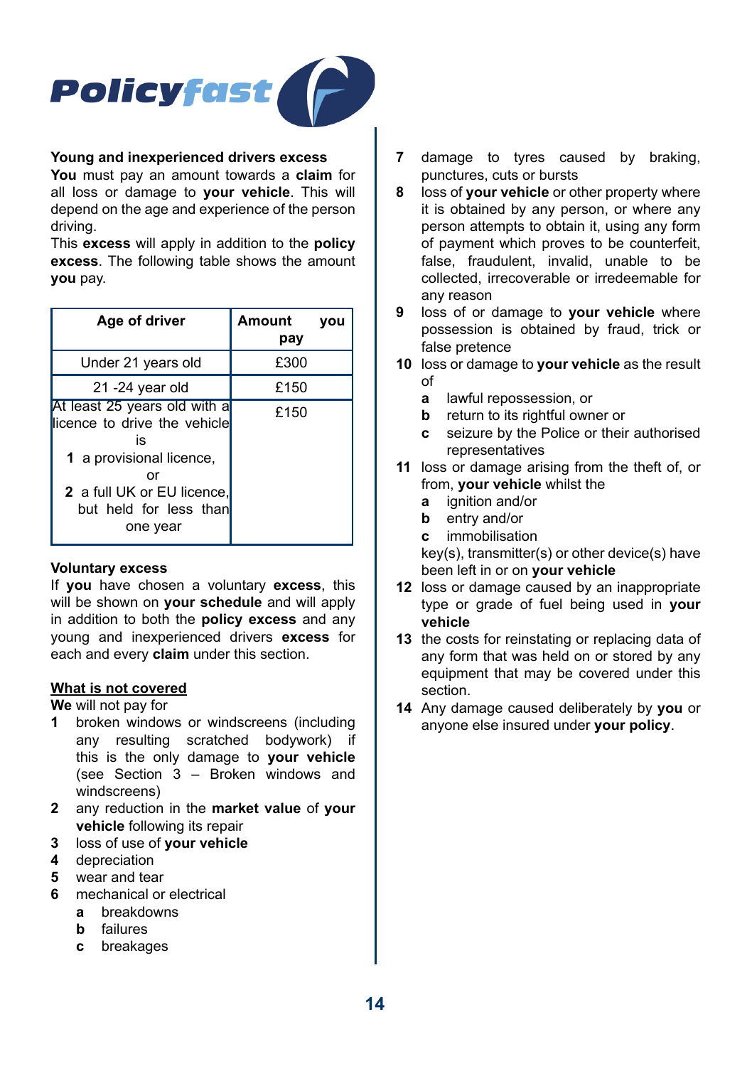**Young and inexperienced drivers excess**

**You** must pay an amount towards a **claim** for all loss or damage to **your vehicle**. This will depend on the age and experience of the person driving.

This **excess** will apply in addition to the **policy excess**. The following table shows the amount **you** pay.

| Age of driver | Amount you pay |
|---|---|
| Under 21 years old | £300 |
| 21 -24 year old | £150 |
| At least 25 years old with a licence to drive the vehicle is<br>**1** a provisional licence, or<br>**2** a full UK or EU licence, but held for less than one year | £150 |

**Voluntary excess**

If **you** have chosen a voluntary **excess**, this will be shown on **your schedule** and will apply in addition to both the **policy excess** and any young and inexperienced drivers **excess** for each and every **claim** under this section.

**What is not covered**

**We** will not pay for

1. broken windows or windscreens (including any resulting scratched bodywork) if this is the only damage to **your vehicle** (see Section 3 – Broken windows and windscreens)
2. any reduction in the **market value** of **your vehicle** following its repair
3. loss of use of **your vehicle**
4. depreciation
5. wear and tear
6. mechanical or electrical
   - **a** breakdowns
   - **b** failures
   - **c** breakages
7. damage to tyres caused by braking, punctures, cuts or bursts
8. loss of **your vehicle** or other property where it is obtained by any person, or where any person attempts to obtain it, using any form of payment which proves to be counterfeit, false, fraudulent, invalid, unable to be collected, irrecoverable or irredeemable for any reason
9. loss of or damage to **your vehicle** where possession is obtained by fraud, trick or false pretence
10. loss or damage to **your vehicle** as the result of
    - **a** lawful repossession, or
    - **b** return to its rightful owner or
    - **c** seizure by the Police or their authorised representatives
11. loss or damage arising from the theft of, or from, **your vehicle** whilst the
    - **a** ignition and/or
    - **b** entry and/or
    - **c** immobilisation

    key(s), transmitter(s) or other device(s) have been left in or on **your vehicle**
12. loss or damage caused by an inappropriate type or grade of fuel being used in **your vehicle**
13. the costs for reinstating or replacing data of any form that was held on or stored by any equipment that may be covered under this section.
14. Any damage caused deliberately by **you** or anyone else insured under **your policy**.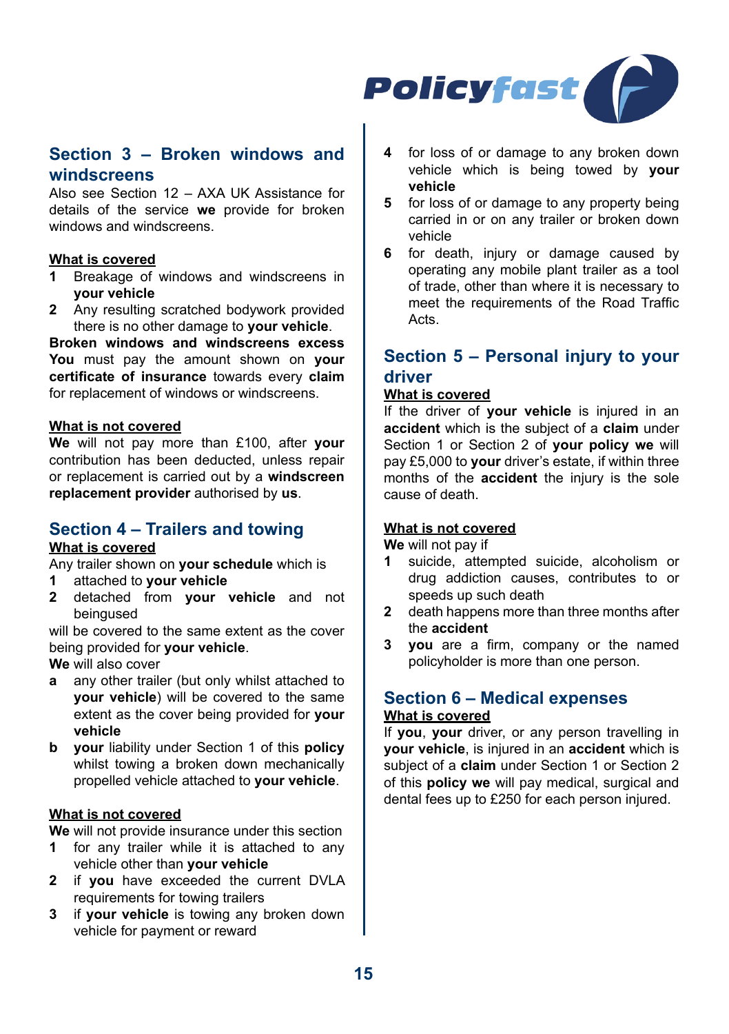## Section 3 – Broken windows and windscreens

Also see Section 12 – AXA UK Assistance for details of the service **we** provide for broken windows and windscreens.

**What is covered**

1. Breakage of windows and windscreens in **your vehicle**
2. Any resulting scratched bodywork provided there is no other damage to **your vehicle**.

**Broken windows and windscreens excess**
**You** must pay the amount shown on **your certificate of insurance** towards every **claim** for replacement of windows or windscreens.

**What is not covered**

**We** will not pay more than £100, after **your** contribution has been deducted, unless repair or replacement is carried out by a **windscreen replacement provider** authorised by **us**.

## Section 4 – Trailers and towing

**What is covered**

Any trailer shown on **your schedule** which is

1. attached to **your vehicle**
2. detached from **your vehicle** and not beingused

will be covered to the same extent as the cover being provided for **your vehicle**.

**We** will also cover

a. any other trailer (but only whilst attached to **your vehicle**) will be covered to the same extent as the cover being provided for **your vehicle**
b. **your** liability under Section 1 of this **policy** whilst towing a broken down mechanically propelled vehicle attached to **your vehicle**.

**What is not covered**

**We** will not provide insurance under this section

1. for any trailer while it is attached to any vehicle other than **your vehicle**
2. if **you** have exceeded the current DVLA requirements for towing trailers
3. if **your vehicle** is towing any broken down vehicle for payment or reward
4. for loss of or damage to any broken down vehicle which is being towed by **your vehicle**
5. for loss of or damage to any property being carried in or on any trailer or broken down vehicle
6. for death, injury or damage caused by operating any mobile plant trailer as a tool of trade, other than where it is necessary to meet the requirements of the Road Traffic Acts.

## Section 5 – Personal injury to your driver

**What is covered**

If the driver of **your vehicle** is injured in an **accident** which is the subject of a **claim** under Section 1 or Section 2 of **your policy we** will pay £5,000 to **your** driver's estate, if within three months of the **accident** the injury is the sole cause of death.

**What is not covered**

**We** will not pay if

1. suicide, attempted suicide, alcoholism or drug addiction causes, contributes to or speeds up such death
2. death happens more than three months after the **accident**
3. **you** are a firm, company or the named policyholder is more than one person.

## Section 6 – Medical expenses

**What is covered**

If **you**, **your** driver, or any person travelling in **your vehicle**, is injured in an **accident** which is subject of a **claim** under Section 1 or Section 2 of this **policy we** will pay medical, surgical and dental fees up to £250 for each person injured.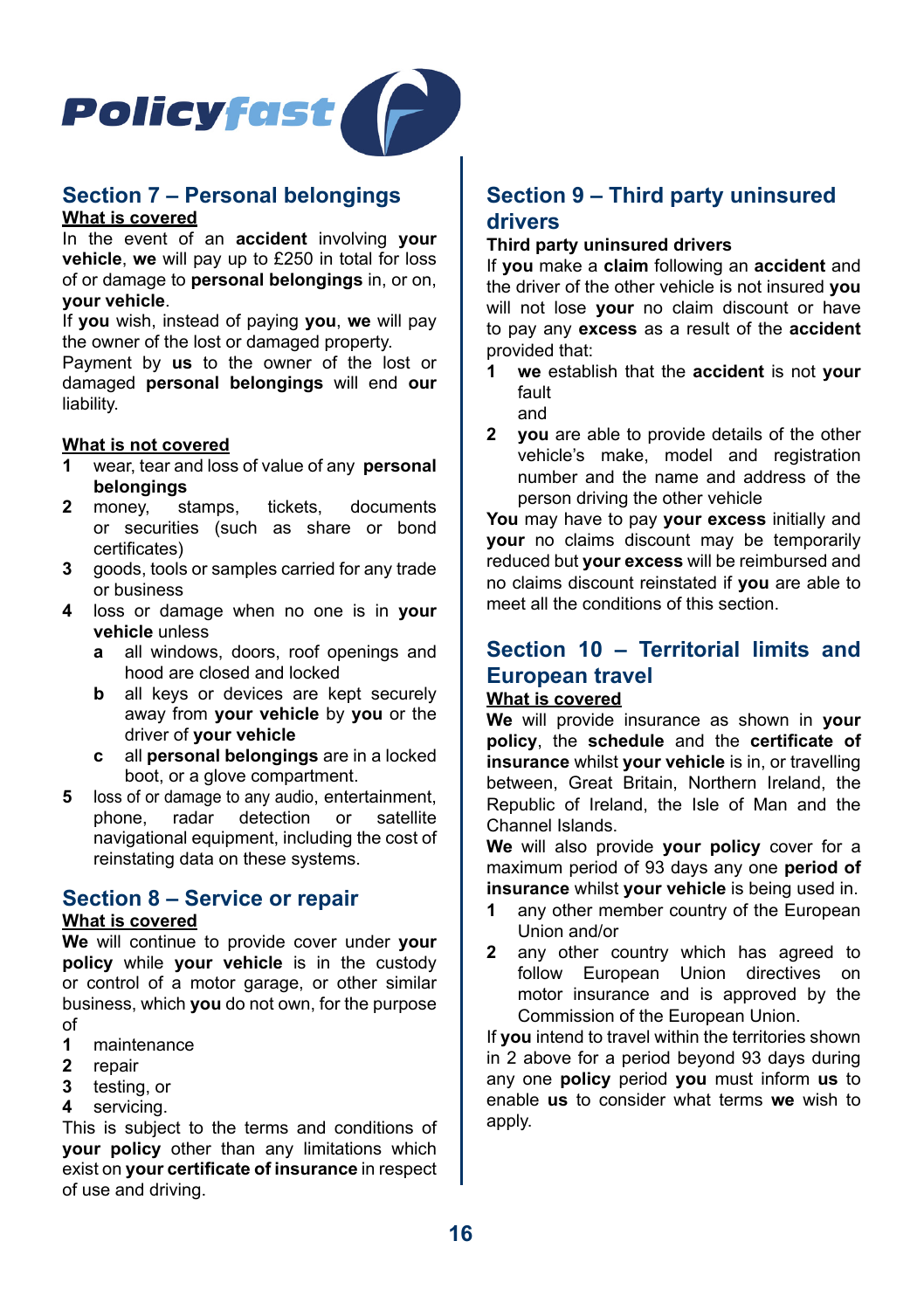## Section 7 – Personal belongings

**What is covered**

In the event of an **accident** involving **your vehicle**, **we** will pay up to £250 in total for loss of or damage to **personal belongings** in, or on, **your vehicle**.

If **you** wish, instead of paying **you**, **we** will pay the owner of the lost or damaged property.

Payment by **us** to the owner of the lost or damaged **personal belongings** will end **our** liability.

**What is not covered**

1. wear, tear and loss of value of any **personal belongings**
2. money, stamps, tickets, documents or securities (such as share or bond certificates)
3. goods, tools or samples carried for any trade or business
4. loss or damage when no one is in **your vehicle** unless
   - **a** all windows, doors, roof openings and hood are closed and locked
   - **b** all keys or devices are kept securely away from **your vehicle** by **you** or the driver of **your vehicle**
   - **c** all **personal belongings** are in a locked boot, or a glove compartment.
5. loss of or damage to any audio, entertainment, phone, radar detection or satellite navigational equipment, including the cost of reinstating data on these systems.

## Section 8 – Service or repair

**What is covered**

**We** will continue to provide cover under **your policy** while **your vehicle** is in the custody or control of a motor garage, or other similar business, which **you** do not own, for the purpose of

1. maintenance
2. repair
3. testing, or
4. servicing.

This is subject to the terms and conditions of **your policy** other than any limitations which exist on **your certificate of insurance** in respect of use and driving.

## Section 9 – Third party uninsured drivers

**Third party uninsured drivers**

If **you** make a **claim** following an **accident** and the driver of the other vehicle is not insured **you** will not lose **your** no claim discount or have to pay any **excess** as a result of the **accident** provided that:

1. **we** establish that the **accident** is not **your** fault

   and
2. **you** are able to provide details of the other vehicle's make, model and registration number and the name and address of the person driving the other vehicle

**You** may have to pay **your excess** initially and **your** no claims discount may be temporarily reduced but **your excess** will be reimbursed and no claims discount reinstated if **you** are able to meet all the conditions of this section.

## Section 10 – Territorial limits and European travel

**What is covered**

**We** will provide insurance as shown in **your policy**, the **schedule** and the **certificate of insurance** whilst **your vehicle** is in, or travelling between, Great Britain, Northern Ireland, the Republic of Ireland, the Isle of Man and the Channel Islands.

**We** will also provide **your policy** cover for a maximum period of 93 days any one **period of insurance** whilst **your vehicle** is being used in.

1. any other member country of the European Union and/or
2. any other country which has agreed to follow European Union directives on motor insurance and is approved by the Commission of the European Union.

If **you** intend to travel within the territories shown in 2 above for a period beyond 93 days during any one **policy** period **you** must inform **us** to enable **us** to consider what terms **we** wish to apply.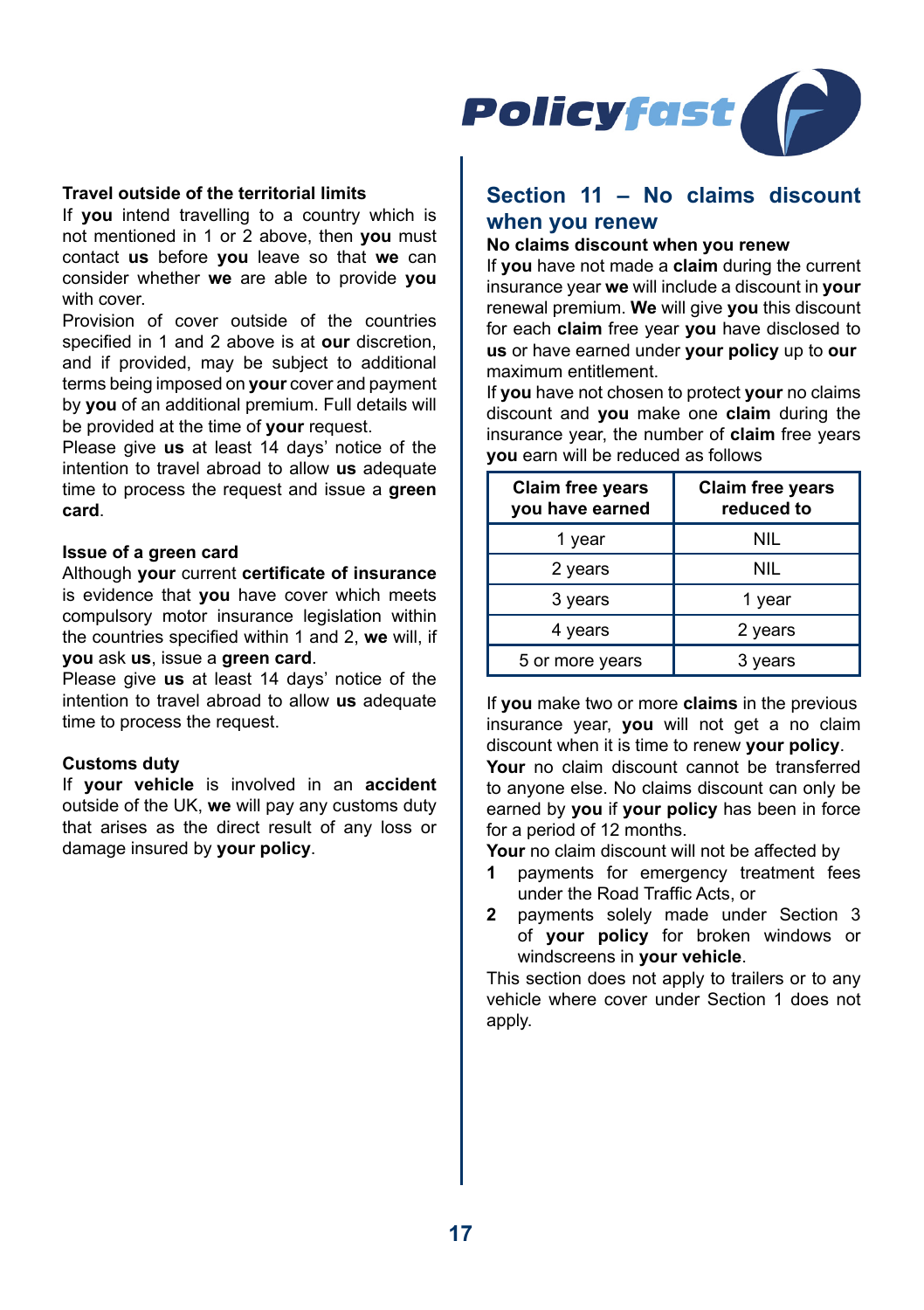**Travel outside of the territorial limits**

If **you** intend travelling to a country which is not mentioned in 1 or 2 above, then **you** must contact **us** before **you** leave so that **we** can consider whether **we** are able to provide **you** with cover.

Provision of cover outside of the countries specified in 1 and 2 above is at **our** discretion, and if provided, may be subject to additional terms being imposed on **your** cover and payment by **you** of an additional premium. Full details will be provided at the time of **your** request.

Please give **us** at least 14 days' notice of the intention to travel abroad to allow **us** adequate time to process the request and issue a **green card**.

**Issue of a green card**

Although **your** current **certificate of insurance** is evidence that **you** have cover which meets compulsory motor insurance legislation within the countries specified within 1 and 2, **we** will, if **you** ask **us**, issue a **green card**.

Please give **us** at least 14 days' notice of the intention to travel abroad to allow **us** adequate time to process the request.

**Customs duty**

If **your vehicle** is involved in an **accident** outside of the UK, **we** will pay any customs duty that arises as the direct result of any loss or damage insured by **your policy**.

## Section 11 – No claims discount when you renew

**No claims discount when you renew**

If **you** have not made a **claim** during the current insurance year **we** will include a discount in **your** renewal premium. **We** will give **you** this discount for each **claim** free year **you** have disclosed to **us** or have earned under **your policy** up to **our** maximum entitlement.

If **you** have not chosen to protect **your** no claims discount and **you** make one **claim** during the insurance year, the number of **claim** free years **you** earn will be reduced as follows

| Claim free years you have earned | Claim free years reduced to |
|---|---|
| 1 year | NIL |
| 2 years | NIL |
| 3 years | 1 year |
| 4 years | 2 years |
| 5 or more years | 3 years |

If **you** make two or more **claims** in the previous insurance year, **you** will not get a no claim discount when it is time to renew **your policy**.

**Your** no claim discount cannot be transferred to anyone else. No claims discount can only be earned by **you** if **your policy** has been in force for a period of 12 months.

**Your** no claim discount will not be affected by

1. payments for emergency treatment fees under the Road Traffic Acts, or
2. payments solely made under Section 3 of **your policy** for broken windows or windscreens in **your vehicle**.

This section does not apply to trailers or to any vehicle where cover under Section 1 does not apply.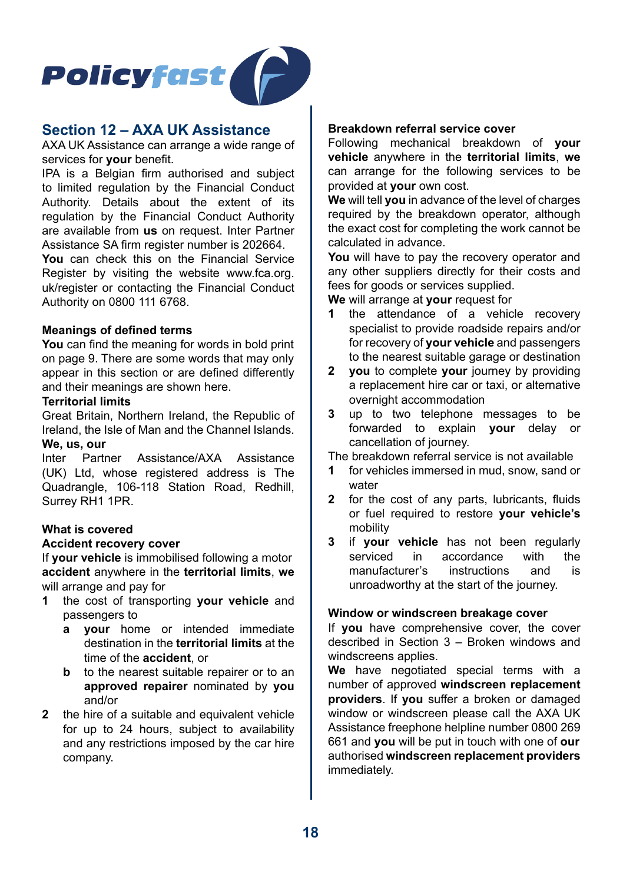## Section 12 – AXA UK Assistance

AXA UK Assistance can arrange a wide range of services for **your** benefit.

IPA is a Belgian firm authorised and subject to limited regulation by the Financial Conduct Authority. Details about the extent of its regulation by the Financial Conduct Authority are available from **us** on request. Inter Partner Assistance SA firm register number is 202664.

**You** can check this on the Financial Service Register by visiting the website www.fca.org.uk/register or contacting the Financial Conduct Authority on 0800 111 6768.

### Meanings of defined terms

**You** can find the meaning for words in bold print on page 9. There are some words that may only appear in this section or are defined differently and their meanings are shown here.

**Territorial limits**

Great Britain, Northern Ireland, the Republic of Ireland, the Isle of Man and the Channel Islands.

**We, us, our**

Inter Partner Assistance/AXA Assistance (UK) Ltd, whose registered address is The Quadrangle, 106-118 Station Road, Redhill, Surrey RH1 1PR.

### What is covered

**Accident recovery cover**

If **your vehicle** is immobilised following a motor **accident** anywhere in the **territorial limits**, **we** will arrange and pay for

1. the cost of transporting **your vehicle** and passengers to
   - a **your** home or intended immediate destination in the **territorial limits** at the time of the **accident**, or
   - b to the nearest suitable repairer or to an **approved repairer** nominated by **you** and/or
2. the hire of a suitable and equivalent vehicle for up to 24 hours, subject to availability and any restrictions imposed by the car hire company.

**Breakdown referral service cover**

Following mechanical breakdown of **your vehicle** anywhere in the **territorial limits**, **we** can arrange for the following services to be provided at **your** own cost.

**We** will tell **you** in advance of the level of charges required by the breakdown operator, although the exact cost for completing the work cannot be calculated in advance.

**You** will have to pay the recovery operator and any other suppliers directly for their costs and fees for goods or services supplied.

**We** will arrange at **your** request for

1. the attendance of a vehicle recovery specialist to provide roadside repairs and/or for recovery of **your vehicle** and passengers to the nearest suitable garage or destination
2. **you** to complete **your** journey by providing a replacement hire car or taxi, or alternative overnight accommodation
3. up to two telephone messages to be forwarded to explain **your** delay or cancellation of journey.

The breakdown referral service is not available

1. for vehicles immersed in mud, snow, sand or water
2. for the cost of any parts, lubricants, fluids or fuel required to restore **your vehicle's** mobility
3. if **your vehicle** has not been regularly serviced in accordance with the manufacturer's instructions and is unroadworthy at the start of the journey.

**Window or windscreen breakage cover**

If **you** have comprehensive cover, the cover described in Section 3 – Broken windows and windscreens applies.

**We** have negotiated special terms with a number of approved **windscreen replacement providers**. If **you** suffer a broken or damaged window or windscreen please call the AXA UK Assistance freephone helpline number 0800 269 661 and **you** will be put in touch with one of **our** authorised **windscreen replacement providers** immediately.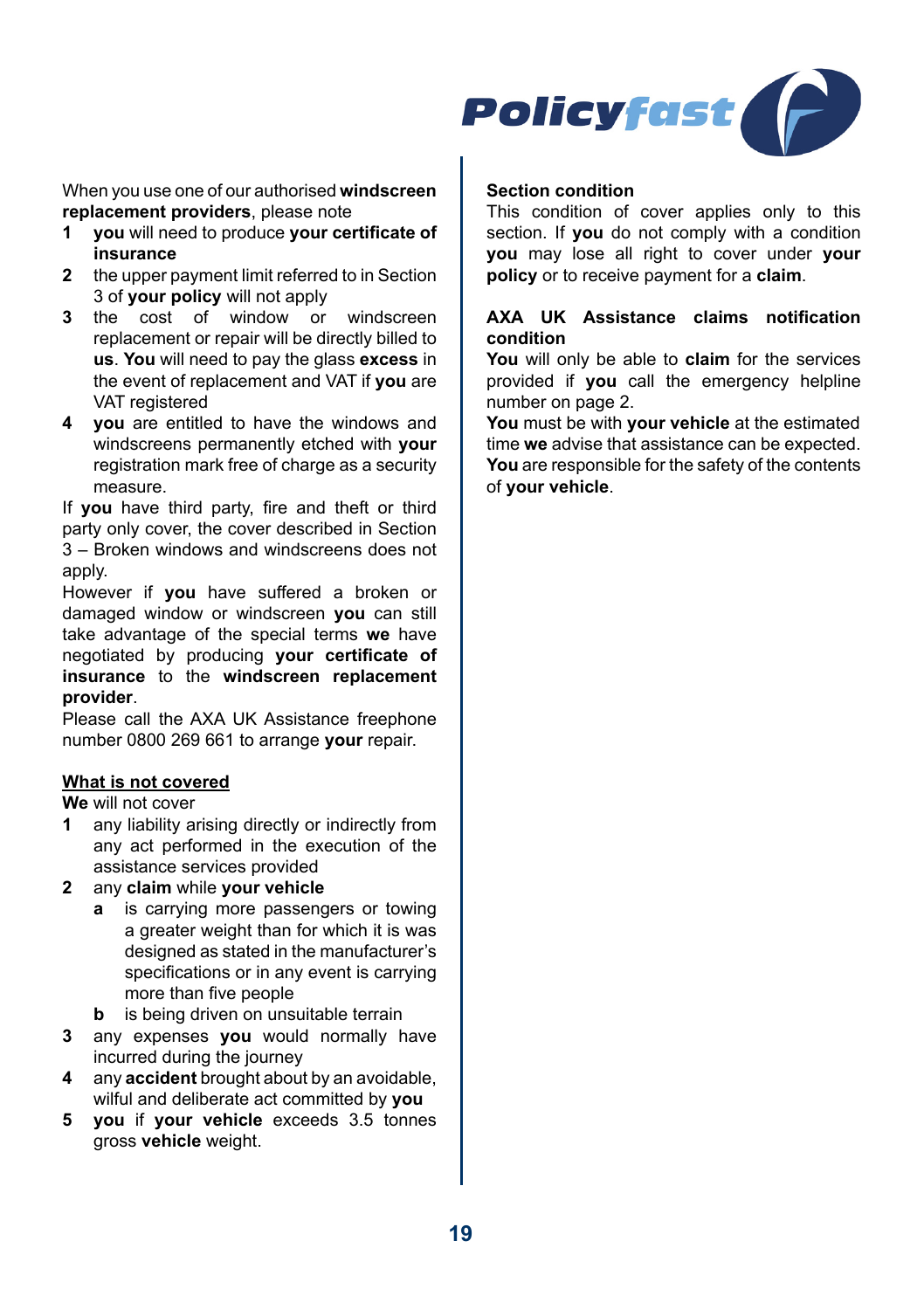When you use one of our authorised **windscreen replacement providers**, please note

1. **you** will need to produce **your certificate of insurance**
2. the upper payment limit referred to in Section 3 of **your policy** will not apply
3. the cost of window or windscreen replacement or repair will be directly billed to **us**. **You** will need to pay the glass **excess** in the event of replacement and VAT if **you** are VAT registered
4. **you** are entitled to have the windows and windscreens permanently etched with **your** registration mark free of charge as a security measure.

If **you** have third party, fire and theft or third party only cover, the cover described in Section 3 – Broken windows and windscreens does not apply.

However if **you** have suffered a broken or damaged window or windscreen **you** can still take advantage of the special terms **we** have negotiated by producing **your certificate of insurance** to the **windscreen replacement provider**.

Please call the AXA UK Assistance freephone number 0800 269 661 to arrange **your** repair.

**What is not covered**

**We** will not cover

1. any liability arising directly or indirectly from any act performed in the execution of the assistance services provided
2. any **claim** while **your vehicle**
   - **a** is carrying more passengers or towing a greater weight than for which it is was designed as stated in the manufacturer's specifications or in any event is carrying more than five people
   - **b** is being driven on unsuitable terrain
3. any expenses **you** would normally have incurred during the journey
4. any **accident** brought about by an avoidable, wilful and deliberate act committed by **you**
5. **you** if **your vehicle** exceeds 3.5 tonnes gross **vehicle** weight.

**Section condition**

This condition of cover applies only to this section. If **you** do not comply with a condition **you** may lose all right to cover under **your policy** or to receive payment for a **claim**.

**AXA UK Assistance claims notification condition**

**You** will only be able to **claim** for the services provided if **you** call the emergency helpline number on page 2.

**You** must be with **your vehicle** at the estimated time **we** advise that assistance can be expected. **You** are responsible for the safety of the contents of **your vehicle**.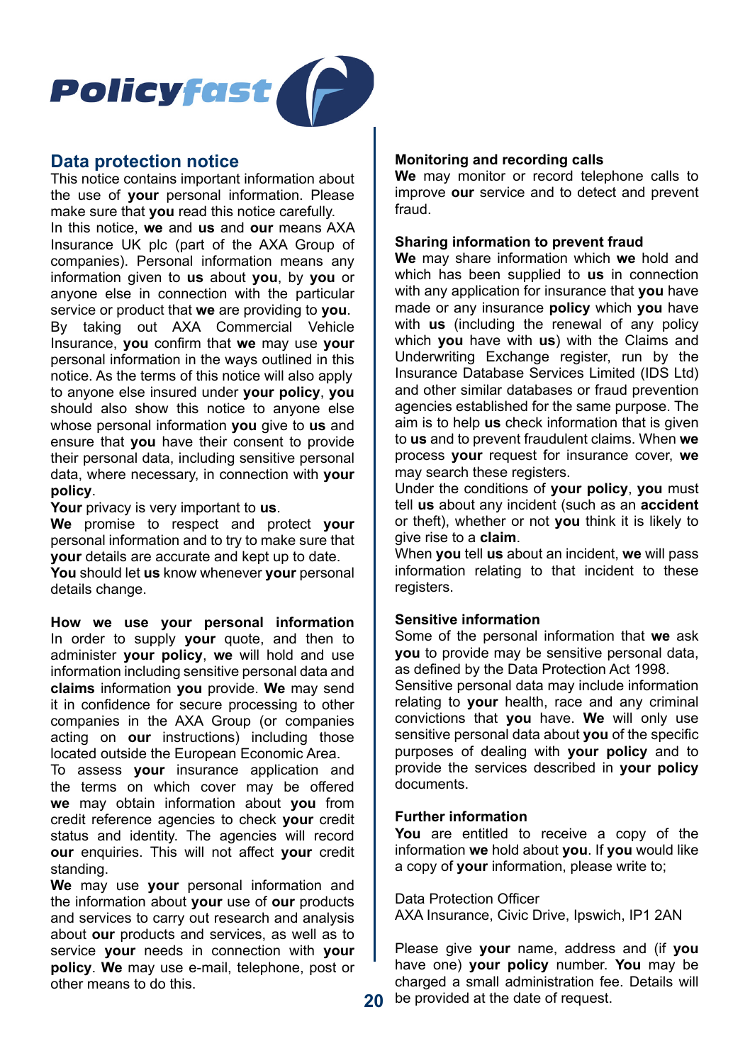## Data protection notice

This notice contains important information about the use of **your** personal information. Please make sure that **you** read this notice carefully.

In this notice, **we** and **us** and **our** means AXA Insurance UK plc (part of the AXA Group of companies). Personal information means any information given to **us** about **you**, by **you** or anyone else in connection with the particular service or product that **we** are providing to **you**.

By taking out AXA Commercial Vehicle Insurance, **you** confirm that **we** may use **your** personal information in the ways outlined in this notice. As the terms of this notice will also apply to anyone else insured under **your policy**, **you** should also show this notice to anyone else whose personal information **you** give to **us** and ensure that **you** have their consent to provide their personal data, including sensitive personal data, where necessary, in connection with **your policy**.

**Your** privacy is very important to **us**.

**We** promise to respect and protect **your** personal information and to try to make sure that **your** details are accurate and kept up to date.

**You** should let **us** know whenever **your** personal details change.

**How we use your personal information**

In order to supply **your** quote, and then to administer **your policy**, **we** will hold and use information including sensitive personal data and **claims** information **you** provide. **We** may send it in confidence for secure processing to other companies in the AXA Group (or companies acting on **our** instructions) including those located outside the European Economic Area.

To assess **your** insurance application and the terms on which cover may be offered **we** may obtain information about **you** from credit reference agencies to check **your** credit status and identity. The agencies will record **our** enquiries. This will not affect **your** credit standing.

**We** may use **your** personal information and the information about **your** use of **our** products and services to carry out research and analysis about **our** products and services, as well as to service **your** needs in connection with **your policy**. **We** may use e-mail, telephone, post or other means to do this.

**Monitoring and recording calls**

**We** may monitor or record telephone calls to improve **our** service and to detect and prevent fraud.

**Sharing information to prevent fraud**

**We** may share information which **we** hold and which has been supplied to **us** in connection with any application for insurance that **you** have made or any insurance **policy** which **you** have with **us** (including the renewal of any policy which **you** have with **us**) with the Claims and Underwriting Exchange register, run by the Insurance Database Services Limited (IDS Ltd) and other similar databases or fraud prevention agencies established for the same purpose. The aim is to help **us** check information that is given to **us** and to prevent fraudulent claims. When **we** process **your** request for insurance cover, **we** may search these registers.

Under the conditions of **your policy**, **you** must tell **us** about any incident (such as an **accident** or theft), whether or not **you** think it is likely to give rise to a **claim**.

When **you** tell **us** about an incident, **we** will pass information relating to that incident to these registers.

**Sensitive information**

Some of the personal information that **we** ask **you** to provide may be sensitive personal data, as defined by the Data Protection Act 1998.

Sensitive personal data may include information relating to **your** health, race and any criminal convictions that **you** have. **We** will only use sensitive personal data about **you** of the specific purposes of dealing with **your policy** and to provide the services described in **your policy** documents.

**Further information**

**You** are entitled to receive a copy of the information **we** hold about **you**. If **you** would like a copy of **your** information, please write to;

Data Protection Officer
AXA Insurance, Civic Drive, Ipswich, IP1 2AN

Please give **your** name, address and (if **you** have one) **your policy** number. **You** may be charged a small administration fee. Details will be provided at the date of request.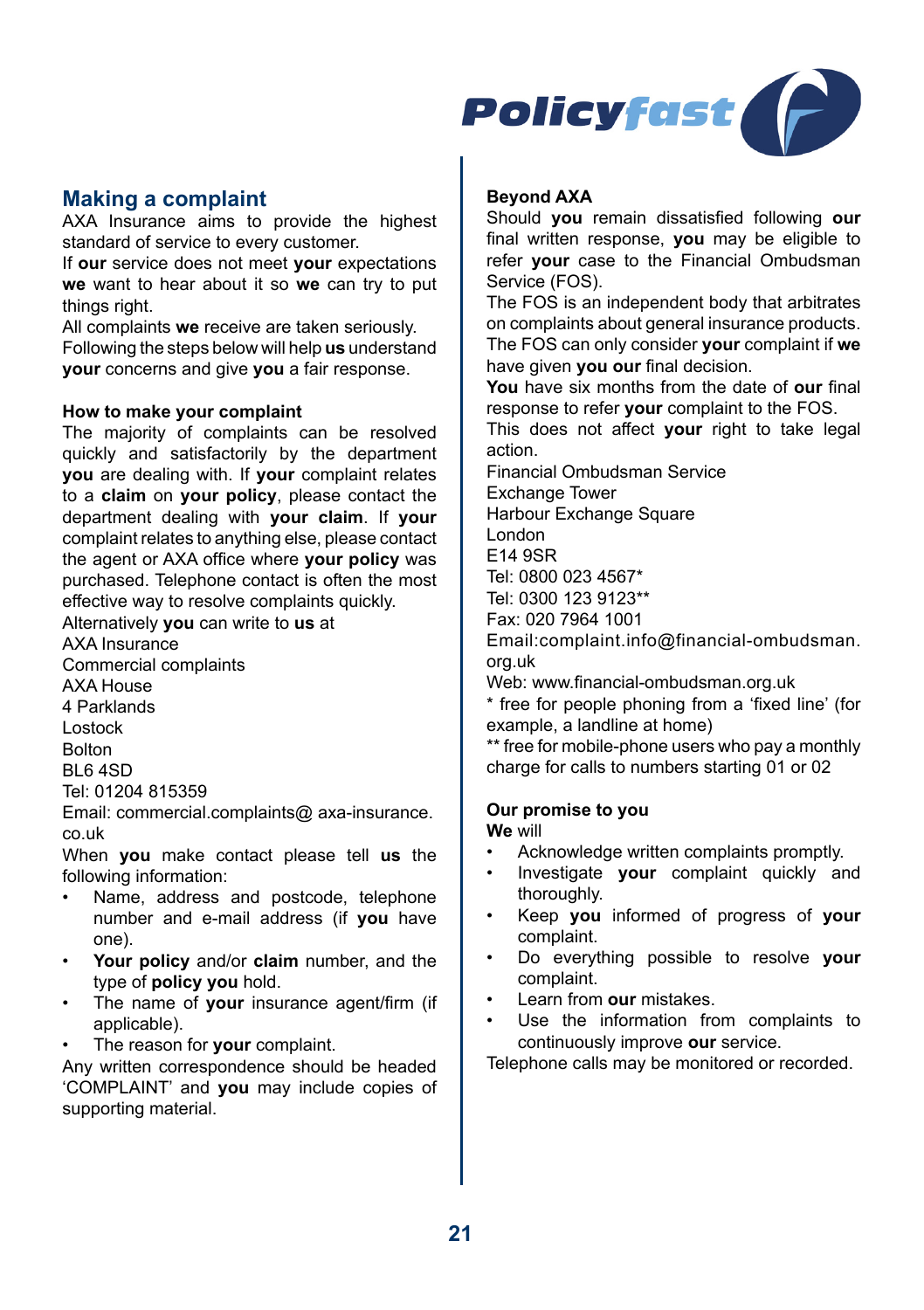## Making a complaint

AXA Insurance aims to provide the highest standard of service to every customer.

If **our** service does not meet **your** expectations **we** want to hear about it so **we** can try to put things right.

All complaints **we** receive are taken seriously.

Following the steps below will help **us** understand **your** concerns and give **you** a fair response.

### How to make your complaint

The majority of complaints can be resolved quickly and satisfactorily by the department **you** are dealing with. If **your** complaint relates to a **claim** on **your policy**, please contact the department dealing with **your claim**. If **your** complaint relates to anything else, please contact the agent or AXA office where **your policy** was purchased. Telephone contact is often the most effective way to resolve complaints quickly.

Alternatively **you** can write to **us** at

AXA Insurance
Commercial complaints
AXA House
4 Parklands
Lostock
Bolton
BL6 4SD
Tel: 01204 815359
Email: commercial.complaints@ axa-insurance.co.uk

When **you** make contact please tell **us** the following information:

- Name, address and postcode, telephone number and e-mail address (if **you** have one).
- **Your policy** and/or **claim** number, and the type of **policy you** hold.
- The name of **your** insurance agent/firm (if applicable).
- The reason for **your** complaint.

Any written correspondence should be headed 'COMPLAINT' and **you** may include copies of supporting material.

### Beyond AXA

Should **you** remain dissatisfied following **our** final written response, **you** may be eligible to refer **your** case to the Financial Ombudsman Service (FOS).

The FOS is an independent body that arbitrates on complaints about general insurance products. The FOS can only consider **your** complaint if **we** have given **you our** final decision.

**You** have six months from the date of **our** final response to refer **your** complaint to the FOS.

This does not affect **your** right to take legal action.

Financial Ombudsman Service
Exchange Tower
Harbour Exchange Square
London
E14 9SR
Tel: 0800 023 4567*
Tel: 0300 123 9123**
Fax: 020 7964 1001
Email:complaint.info@financial-ombudsman.org.uk
Web: www.financial-ombudsman.org.uk

* free for people phoning from a 'fixed line' (for example, a landline at home)

** free for mobile-phone users who pay a monthly charge for calls to numbers starting 01 or 02

### Our promise to you

**We** will

- Acknowledge written complaints promptly.
- Investigate **your** complaint quickly and thoroughly.
- Keep **you** informed of progress of **your** complaint.
- Do everything possible to resolve **your** complaint.
- Learn from **our** mistakes.
- Use the information from complaints to continuously improve **our** service.

Telephone calls may be monitored or recorded.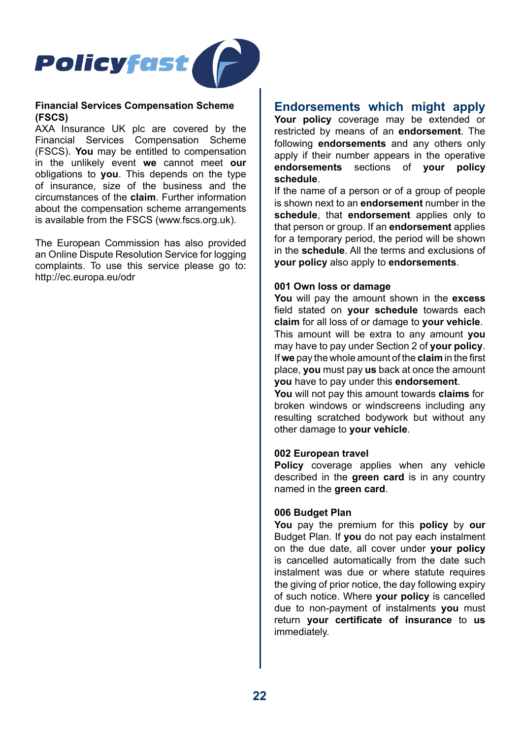**Financial Services Compensation Scheme (FSCS)**

AXA Insurance UK plc are covered by the Financial Services Compensation Scheme (FSCS). **You** may be entitled to compensation in the unlikely event **we** cannot meet **our** obligations to **you**. This depends on the type of insurance, size of the business and the circumstances of the **claim**. Further information about the compensation scheme arrangements is available from the FSCS (www.fscs.org.uk).

The European Commission has also provided an Online Dispute Resolution Service for logging complaints. To use this service please go to: http://ec.europa.eu/odr

## Endorsements which might apply

**Your policy** coverage may be extended or restricted by means of an **endorsement**. The following **endorsements** and any others only apply if their number appears in the operative **endorsements** sections of **your policy schedule**.

If the name of a person or of a group of people is shown next to an **endorsement** number in the **schedule**, that **endorsement** applies only to that person or group. If an **endorsement** applies for a temporary period, the period will be shown in the **schedule**. All the terms and exclusions of **your policy** also apply to **endorsements**.

**001 Own loss or damage**

**You** will pay the amount shown in the **excess** field stated on **your schedule** towards each **claim** for all loss of or damage to **your vehicle**. This amount will be extra to any amount **you** may have to pay under Section 2 of **your policy**. If **we** pay the whole amount of the **claim** in the first place, **you** must pay **us** back at once the amount **you** have to pay under this **endorsement**.

**You** will not pay this amount towards **claims** for broken windows or windscreens including any resulting scratched bodywork but without any other damage to **your vehicle**.

**002 European travel**

**Policy** coverage applies when any vehicle described in the **green card** is in any country named in the **green card**.

**006 Budget Plan**

**You** pay the premium for this **policy** by **our** Budget Plan. If **you** do not pay each instalment on the due date, all cover under **your policy** is cancelled automatically from the date such instalment was due or where statute requires the giving of prior notice, the day following expiry of such notice. Where **your policy** is cancelled due to non-payment of instalments **you** must return **your certificate of insurance** to **us** immediately.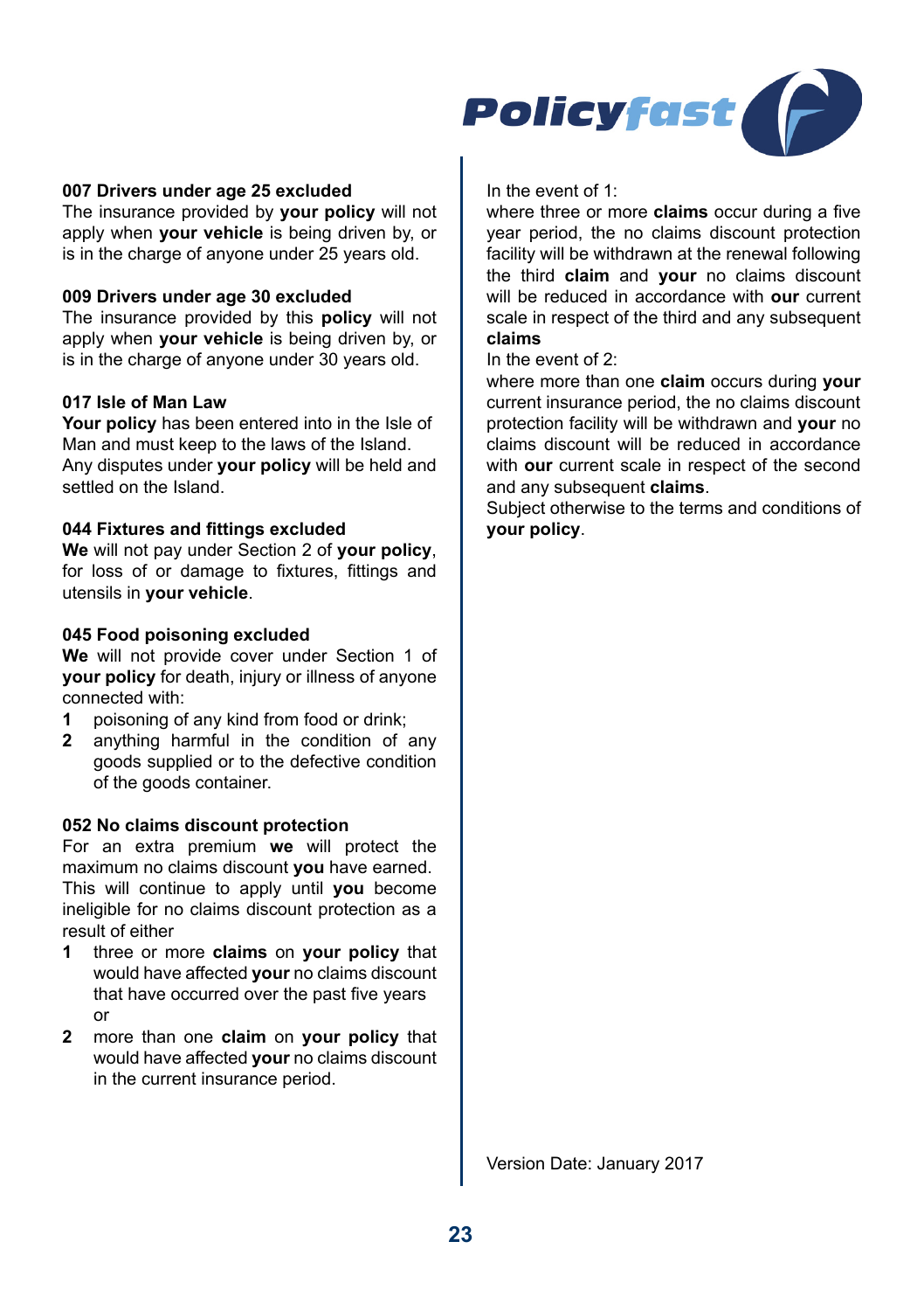### 007 Drivers under age 25 excluded

The insurance provided by **your policy** will not apply when **your vehicle** is being driven by, or is in the charge of anyone under 25 years old.

### 009 Drivers under age 30 excluded

The insurance provided by this **policy** will not apply when **your vehicle** is being driven by, or is in the charge of anyone under 30 years old.

### 017 Isle of Man Law

**Your policy** has been entered into in the Isle of Man and must keep to the laws of the Island. Any disputes under **your policy** will be held and settled on the Island.

### 044 Fixtures and fittings excluded

**We** will not pay under Section 2 of **your policy**, for loss of or damage to fixtures, fittings and utensils in **your vehicle**.

### 045 Food poisoning excluded

**We** will not provide cover under Section 1 of **your policy** for death, injury or illness of anyone connected with:

1. poisoning of any kind from food or drink;
2. anything harmful in the condition of any goods supplied or to the defective condition of the goods container.

### 052 No claims discount protection

For an extra premium **we** will protect the maximum no claims discount **you** have earned. This will continue to apply until **you** become ineligible for no claims discount protection as a result of either

1. three or more **claims** on **your policy** that would have affected **your** no claims discount that have occurred over the past five years or
2. more than one **claim** on **your policy** that would have affected **your** no claims discount in the current insurance period.

In the event of 1:
where three or more **claims** occur during a five year period, the no claims discount protection facility will be withdrawn at the renewal following the third **claim** and **your** no claims discount will be reduced in accordance with **our** current scale in respect of the third and any subsequent **claims**

In the event of 2:
where more than one **claim** occurs during **your** current insurance period, the no claims discount protection facility will be withdrawn and **your** no claims discount will be reduced in accordance with **our** current scale in respect of the second and any subsequent **claims**.

Subject otherwise to the terms and conditions of **your policy**.

Version Date: January 2017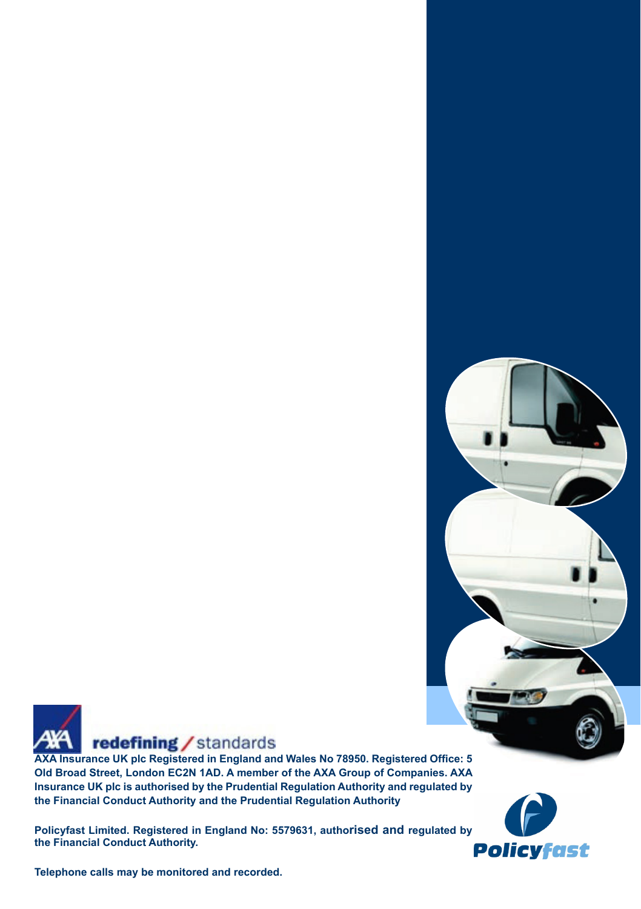AXA redefining / standards

**AXA Insurance UK plc Registered in England and Wales No 78950. Registered Office: 5 Old Broad Street, London EC2N 1AD. A member of the AXA Group of Companies. AXA Insurance UK plc is authorised by the Prudential Regulation Authority and regulated by the Financial Conduct Authority and the Prudential Regulation Authority**

**Policyfast Limited. Registered in England No: 5579631, authorised and regulated by the Financial Conduct Authority.**

**Telephone calls may be monitored and recorded.**

Policyfast